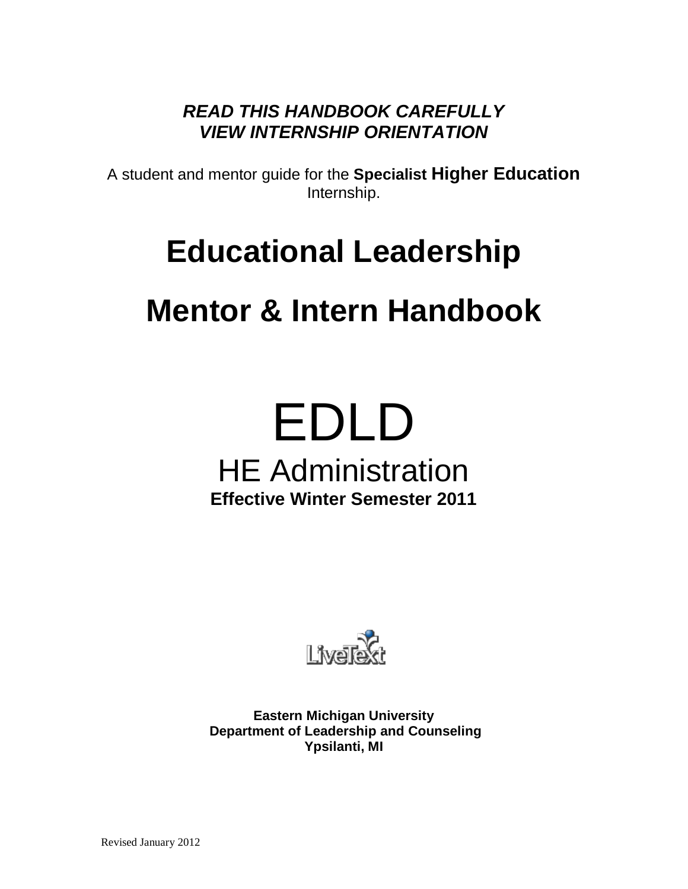***READ THIS HANDBOOK CAREFULLY***
***VIEW INTERNSHIP ORIENTATION***

A student and mentor guide for the **Specialist Higher Education** Internship.

# Educational Leadership

# Mentor & Intern Handbook

# EDLD

## HE Administration

**Effective Winter Semester 2011**

LiveText

**Eastern Michigan University**
**Department of Leadership and Counseling**
**Ypsilanti, MI**

Revised January 2012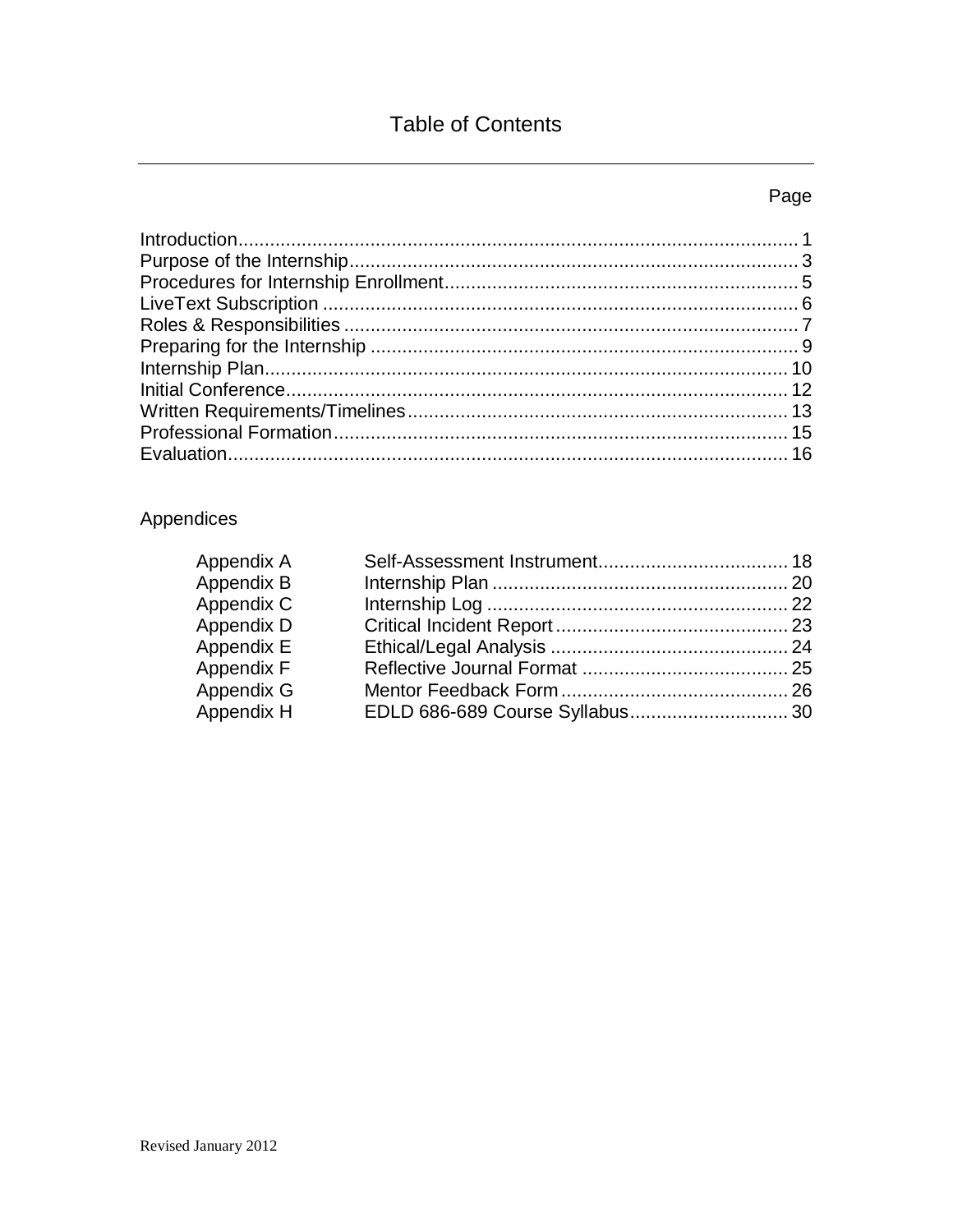# Table of Contents

| | Page |
|---|---|
| Introduction | 1 |
| Purpose of the Internship | 3 |
| Procedures for Internship Enrollment | 5 |
| LiveText Subscription | 6 |
| Roles & Responsibilities | 7 |
| Preparing for the Internship | 9 |
| Internship Plan | 10 |
| Initial Conference | 12 |
| Written Requirements/Timelines | 13 |
| Professional Formation | 15 |
| Evaluation | 16 |

## Appendices

| | | |
|---|---|---|
| Appendix A | Self-Assessment Instrument | 18 |
| Appendix B | Internship Plan | 20 |
| Appendix C | Internship Log | 22 |
| Appendix D | Critical Incident Report | 23 |
| Appendix E | Ethical/Legal Analysis | 24 |
| Appendix F | Reflective Journal Format | 25 |
| Appendix G | Mentor Feedback Form | 26 |
| Appendix H | EDLD 686-689 Course Syllabus | 30 |

Revised January 2012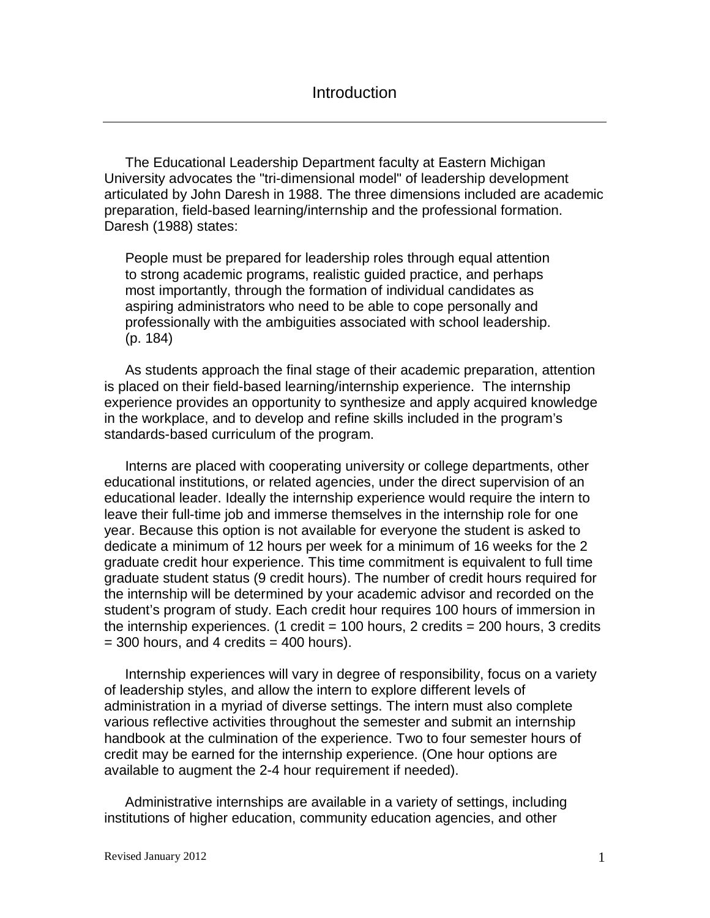# Introduction

The Educational Leadership Department faculty at Eastern Michigan University advocates the "tri-dimensional model" of leadership development articulated by John Daresh in 1988. The three dimensions included are academic preparation, field-based learning/internship and the professional formation. Daresh (1988) states:

> People must be prepared for leadership roles through equal attention to strong academic programs, realistic guided practice, and perhaps most importantly, through the formation of individual candidates as aspiring administrators who need to be able to cope personally and professionally with the ambiguities associated with school leadership. (p. 184)

As students approach the final stage of their academic preparation, attention is placed on their field-based learning/internship experience. The internship experience provides an opportunity to synthesize and apply acquired knowledge in the workplace, and to develop and refine skills included in the program's standards-based curriculum of the program.

Interns are placed with cooperating university or college departments, other educational institutions, or related agencies, under the direct supervision of an educational leader. Ideally the internship experience would require the intern to leave their full-time job and immerse themselves in the internship role for one year. Because this option is not available for everyone the student is asked to dedicate a minimum of 12 hours per week for a minimum of 16 weeks for the 2 graduate credit hour experience. This time commitment is equivalent to full time graduate student status (9 credit hours). The number of credit hours required for the internship will be determined by your academic advisor and recorded on the student's program of study. Each credit hour requires 100 hours of immersion in the internship experiences. (1 credit = 100 hours, 2 credits = 200 hours, 3 credits = 300 hours, and 4 credits = 400 hours).

Internship experiences will vary in degree of responsibility, focus on a variety of leadership styles, and allow the intern to explore different levels of administration in a myriad of diverse settings. The intern must also complete various reflective activities throughout the semester and submit an internship handbook at the culmination of the experience. Two to four semester hours of credit may be earned for the internship experience. (One hour options are available to augment the 2-4 hour requirement if needed).

Administrative internships are available in a variety of settings, including institutions of higher education, community education agencies, and other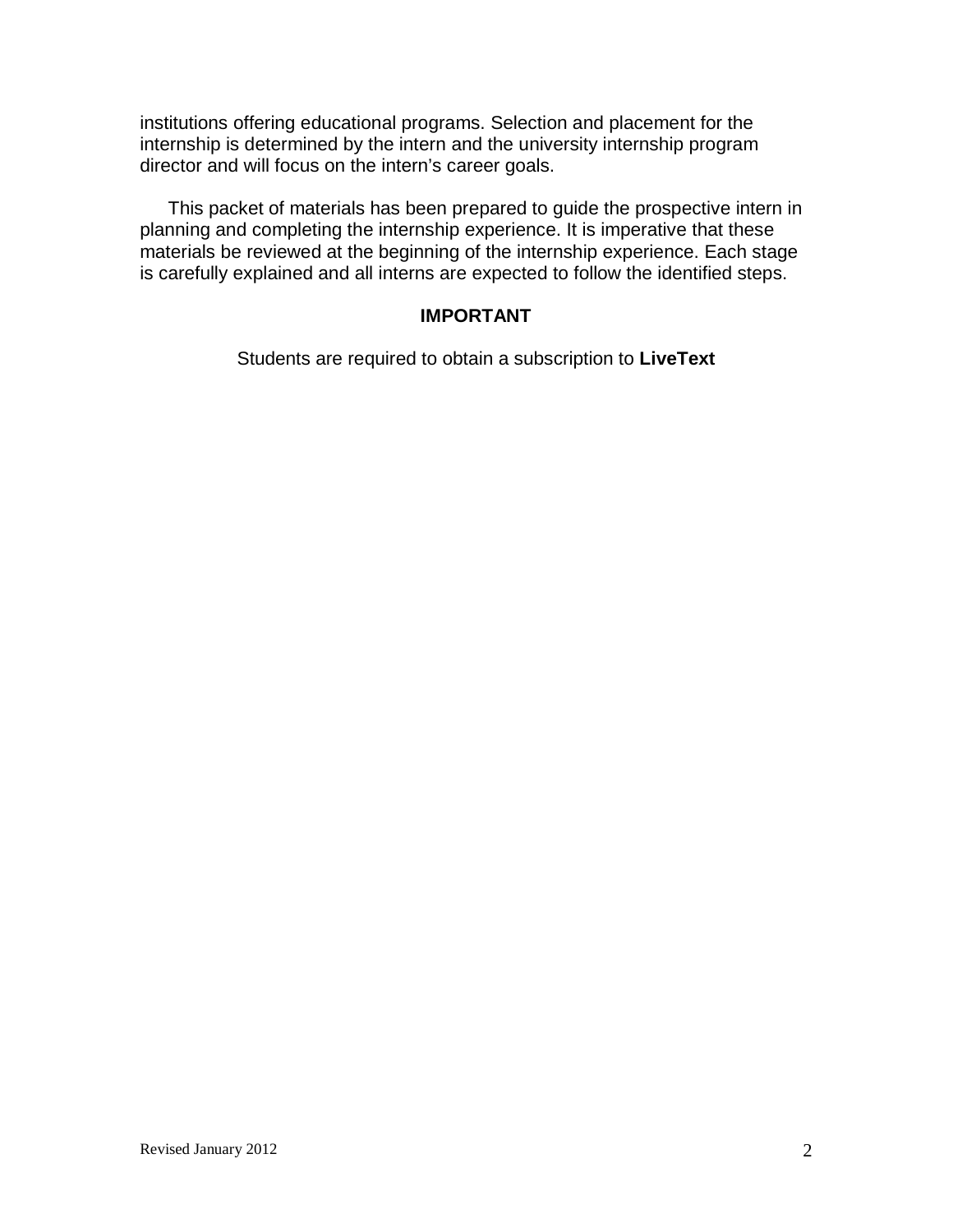institutions offering educational programs. Selection and placement for the internship is determined by the intern and the university internship program director and will focus on the intern's career goals.

This packet of materials has been prepared to guide the prospective intern in planning and completing the internship experience. It is imperative that these materials be reviewed at the beginning of the internship experience. Each stage is carefully explained and all interns are expected to follow the identified steps.

**IMPORTANT**

Students are required to obtain a subscription to **LiveText**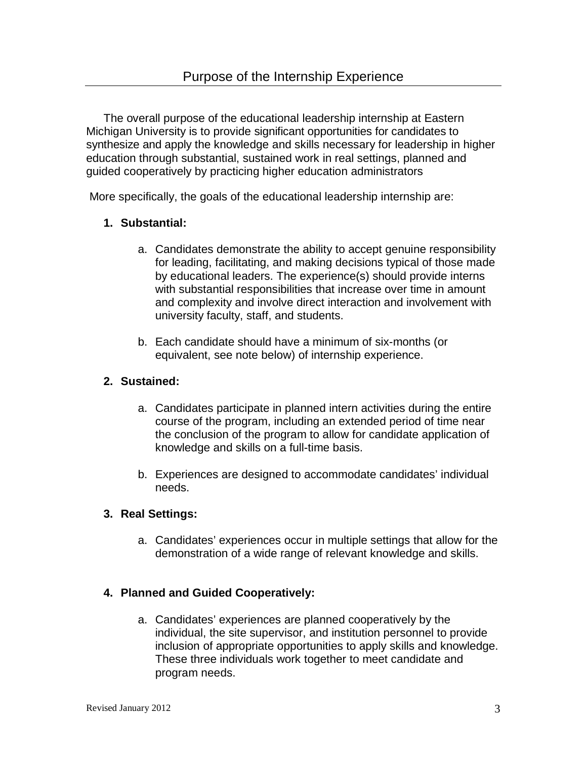## Purpose of the Internship Experience

The overall purpose of the educational leadership internship at Eastern Michigan University is to provide significant opportunities for candidates to synthesize and apply the knowledge and skills necessary for leadership in higher education through substantial, sustained work in real settings, planned and guided cooperatively by practicing higher education administrators

More specifically, the goals of the educational leadership internship are:

1. **Substantial:**

   a. Candidates demonstrate the ability to accept genuine responsibility for leading, facilitating, and making decisions typical of those made by educational leaders. The experience(s) should provide interns with substantial responsibilities that increase over time in amount and complexity and involve direct interaction and involvement with university faculty, staff, and students.

   b. Each candidate should have a minimum of six-months (or equivalent, see note below) of internship experience.

2. **Sustained:**

   a. Candidates participate in planned intern activities during the entire course of the program, including an extended period of time near the conclusion of the program to allow for candidate application of knowledge and skills on a full-time basis.

   b. Experiences are designed to accommodate candidates' individual needs.

3. **Real Settings:**

   a. Candidates' experiences occur in multiple settings that allow for the demonstration of a wide range of relevant knowledge and skills.

4. **Planned and Guided Cooperatively:**

   a. Candidates' experiences are planned cooperatively by the individual, the site supervisor, and institution personnel to provide inclusion of appropriate opportunities to apply skills and knowledge. These three individuals work together to meet candidate and program needs.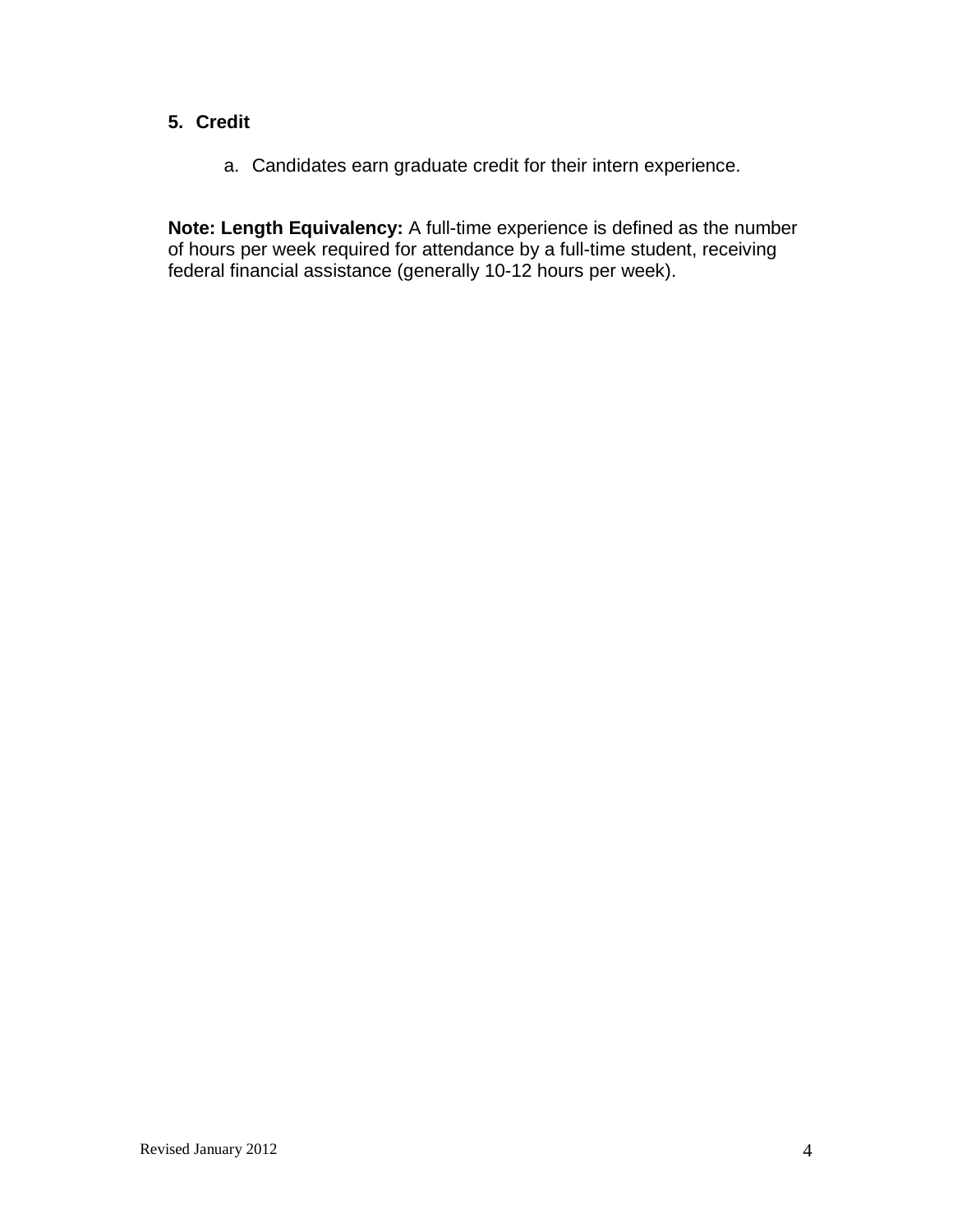5. **Credit**

    a. Candidates earn graduate credit for their intern experience.

**Note: Length Equivalency:** A full-time experience is defined as the number of hours per week required for attendance by a full-time student, receiving federal financial assistance (generally 10-12 hours per week).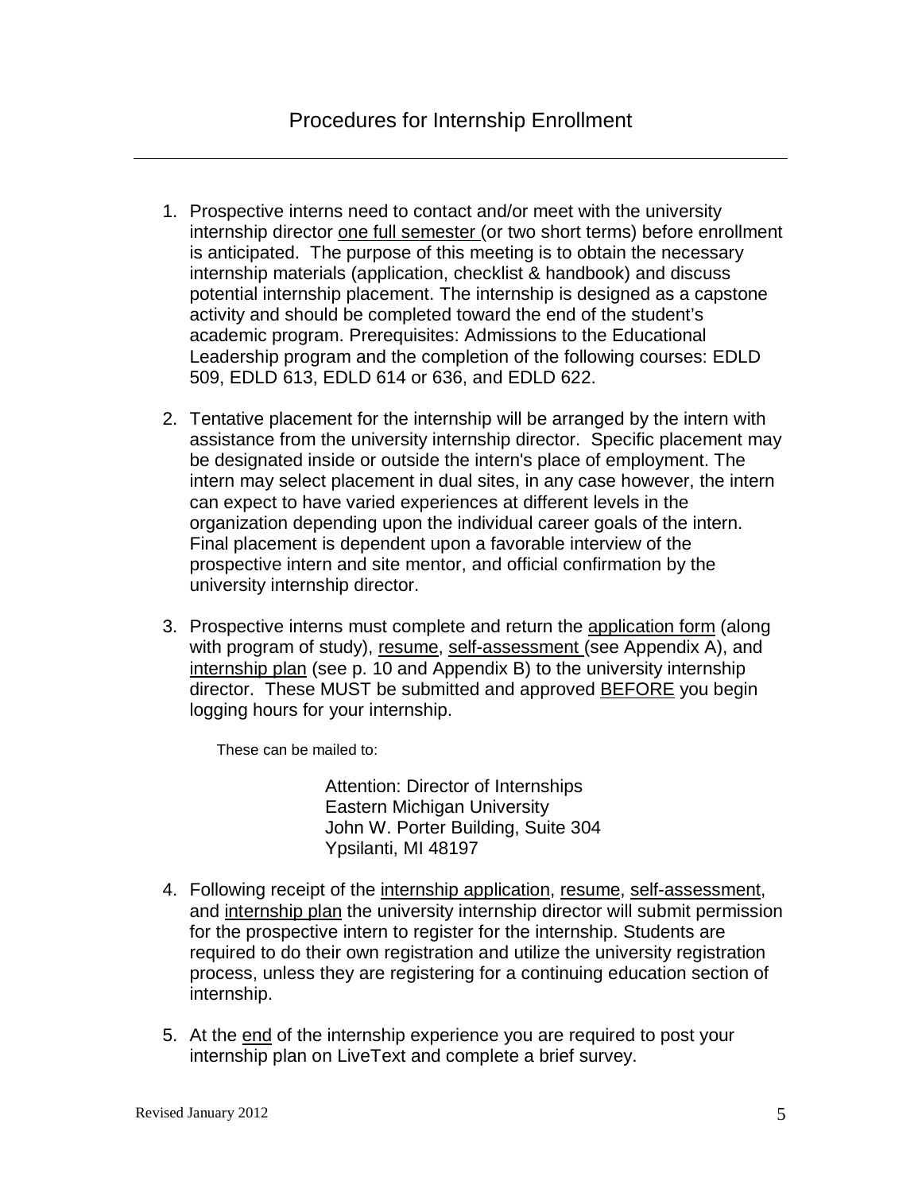# Procedures for Internship Enrollment

1. Prospective interns need to contact and/or meet with the university internship director <u>one full semester</u> (or two short terms) before enrollment is anticipated. The purpose of this meeting is to obtain the necessary internship materials (application, checklist & handbook) and discuss potential internship placement. The internship is designed as a capstone activity and should be completed toward the end of the student's academic program. Prerequisites: Admissions to the Educational Leadership program and the completion of the following courses: EDLD 509, EDLD 613, EDLD 614 or 636, and EDLD 622.

2. Tentative placement for the internship will be arranged by the intern with assistance from the university internship director. Specific placement may be designated inside or outside the intern's place of employment. The intern may select placement in dual sites, in any case however, the intern can expect to have varied experiences at different levels in the organization depending upon the individual career goals of the intern. Final placement is dependent upon a favorable interview of the prospective intern and site mentor, and official confirmation by the university internship director.

3. Prospective interns must complete and return the <u>application form</u> (along with program of study), <u>resume</u>, <u>self-assessment</u> (see Appendix A), and <u>internship plan</u> (see p. 10 and Appendix B) to the university internship director. These MUST be submitted and approved <u>BEFORE</u> you begin logging hours for your internship.

   These can be mailed to:

   > Attention: Director of Internships
   > Eastern Michigan University
   > John W. Porter Building, Suite 304
   > Ypsilanti, MI 48197

4. Following receipt of the <u>internship application</u>, <u>resume</u>, <u>self-assessment</u>, and <u>internship plan</u> the university internship director will submit permission for the prospective intern to register for the internship. Students are required to do their own registration and utilize the university registration process, unless they are registering for a continuing education section of internship.

5. At the <u>end</u> of the internship experience you are required to post your internship plan on LiveText and complete a brief survey.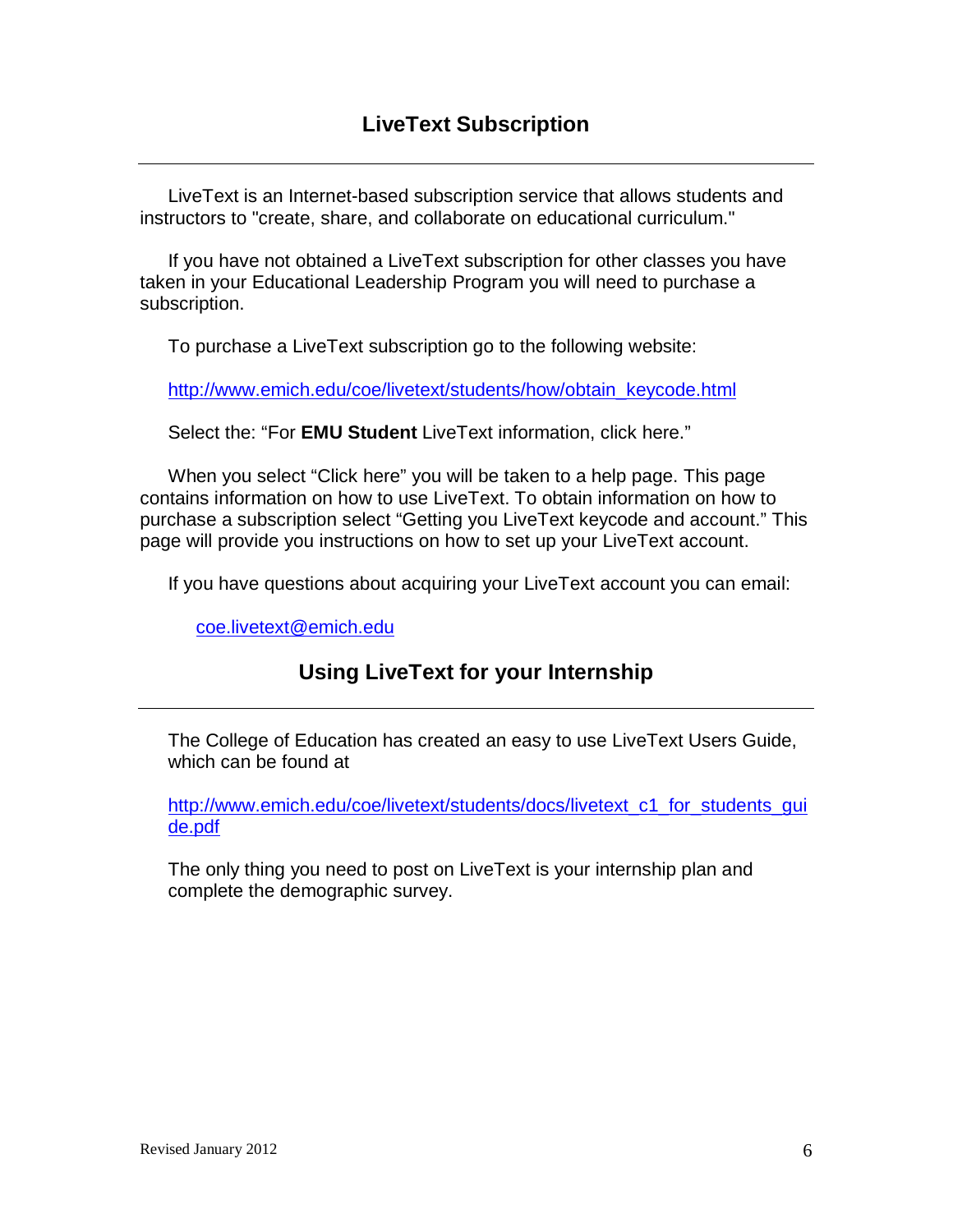## LiveText Subscription

LiveText is an Internet-based subscription service that allows students and instructors to "create, share, and collaborate on educational curriculum."

If you have not obtained a LiveText subscription for other classes you have taken in your Educational Leadership Program you will need to purchase a subscription.

To purchase a LiveText subscription go to the following website:

http://www.emich.edu/coe/livetext/students/how/obtain_keycode.html

Select the: "For **EMU Student** LiveText information, click here."

When you select "Click here" you will be taken to a help page. This page contains information on how to use LiveText. To obtain information on how to purchase a subscription select "Getting you LiveText keycode and account." This page will provide you instructions on how to set up your LiveText account.

If you have questions about acquiring your LiveText account you can email:

coe.livetext@emich.edu

## Using LiveText for your Internship

The College of Education has created an easy to use LiveText Users Guide, which can be found at

http://www.emich.edu/coe/livetext/students/docs/livetext_c1_for_students_guide.pdf

The only thing you need to post on LiveText is your internship plan and complete the demographic survey.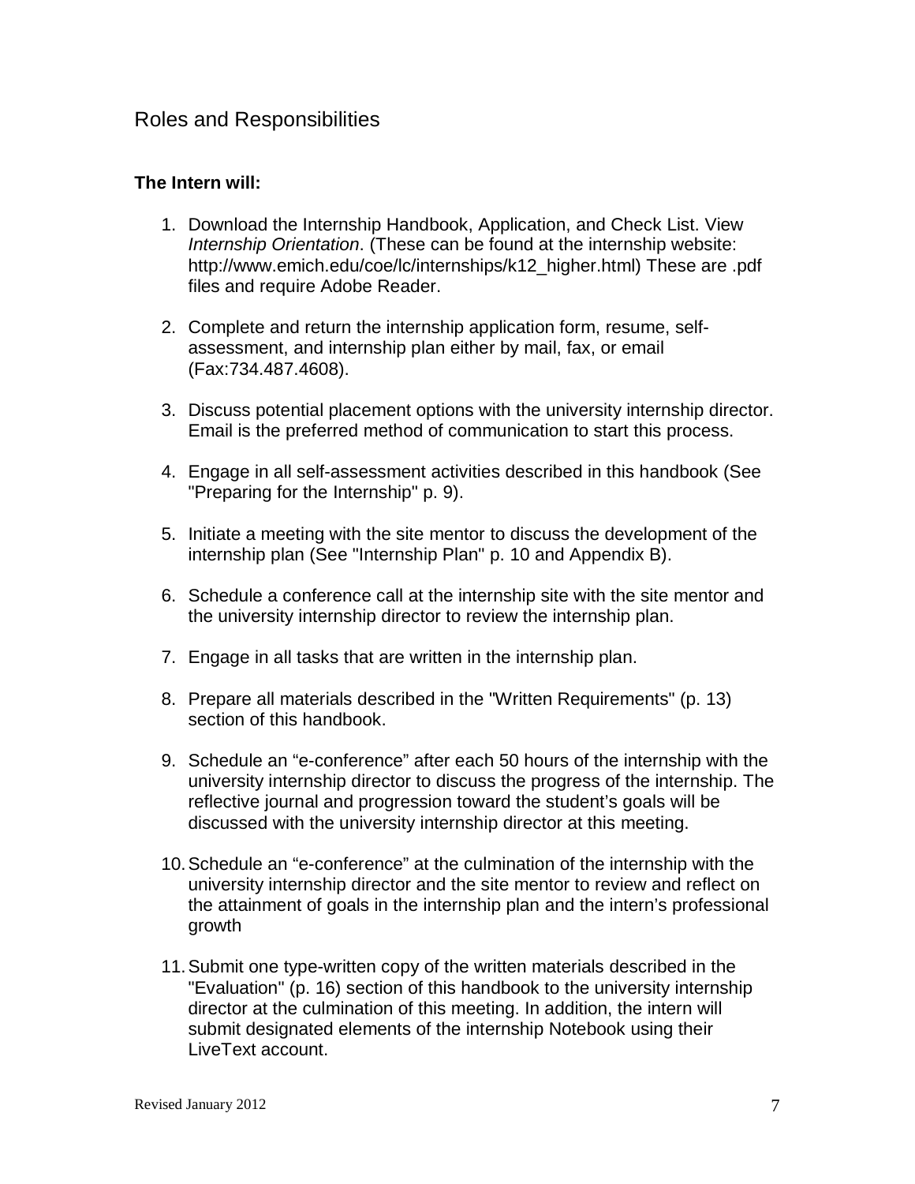## Roles and Responsibilities

**The Intern will:**

1. Download the Internship Handbook, Application, and Check List. View *Internship Orientation*. (These can be found at the internship website: http://www.emich.edu/coe/lc/internships/k12_higher.html) These are .pdf files and require Adobe Reader.

2. Complete and return the internship application form, resume, self-assessment, and internship plan either by mail, fax, or email (Fax:734.487.4608).

3. Discuss potential placement options with the university internship director. Email is the preferred method of communication to start this process.

4. Engage in all self-assessment activities described in this handbook (See "Preparing for the Internship" p. 9).

5. Initiate a meeting with the site mentor to discuss the development of the internship plan (See "Internship Plan" p. 10 and Appendix B).

6. Schedule a conference call at the internship site with the site mentor and the university internship director to review the internship plan.

7. Engage in all tasks that are written in the internship plan.

8. Prepare all materials described in the "Written Requirements" (p. 13) section of this handbook.

9. Schedule an "e-conference" after each 50 hours of the internship with the university internship director to discuss the progress of the internship. The reflective journal and progression toward the student's goals will be discussed with the university internship director at this meeting.

10. Schedule an "e-conference" at the culmination of the internship with the university internship director and the site mentor to review and reflect on the attainment of goals in the internship plan and the intern's professional growth

11. Submit one type-written copy of the written materials described in the "Evaluation" (p. 16) section of this handbook to the university internship director at the culmination of this meeting. In addition, the intern will submit designated elements of the internship Notebook using their LiveText account.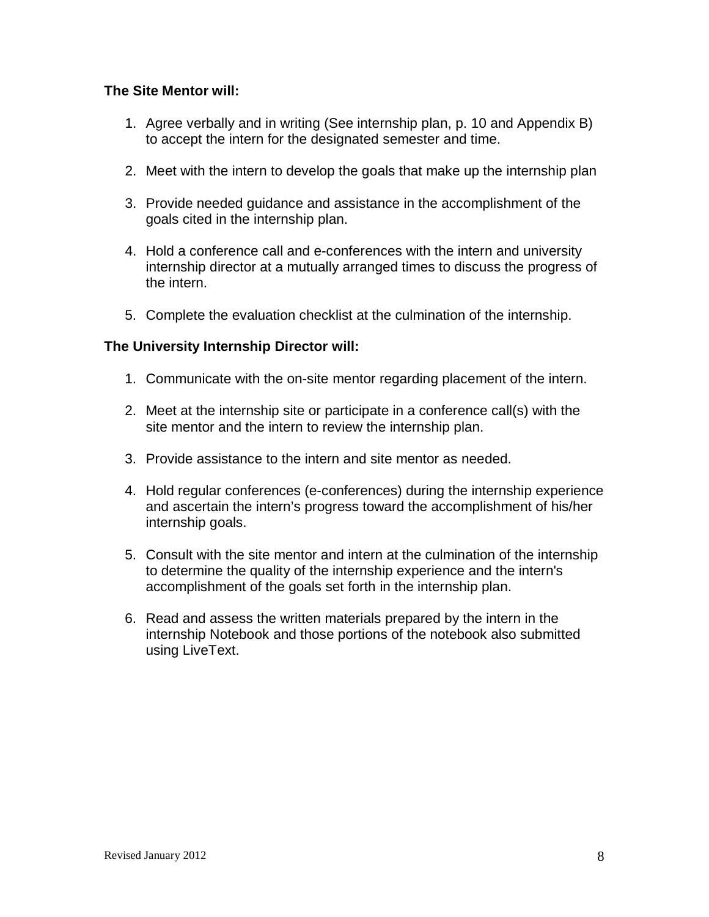**The Site Mentor will:**

1. Agree verbally and in writing (See internship plan, p. 10 and Appendix B) to accept the intern for the designated semester and time.

2. Meet with the intern to develop the goals that make up the internship plan

3. Provide needed guidance and assistance in the accomplishment of the goals cited in the internship plan.

4. Hold a conference call and e-conferences with the intern and university internship director at a mutually arranged times to discuss the progress of the intern.

5. Complete the evaluation checklist at the culmination of the internship.

**The University Internship Director will:**

1. Communicate with the on-site mentor regarding placement of the intern.

2. Meet at the internship site or participate in a conference call(s) with the site mentor and the intern to review the internship plan.

3. Provide assistance to the intern and site mentor as needed.

4. Hold regular conferences (e-conferences) during the internship experience and ascertain the intern's progress toward the accomplishment of his/her internship goals.

5. Consult with the site mentor and intern at the culmination of the internship to determine the quality of the internship experience and the intern's accomplishment of the goals set forth in the internship plan.

6. Read and assess the written materials prepared by the intern in the internship Notebook and those portions of the notebook also submitted using LiveText.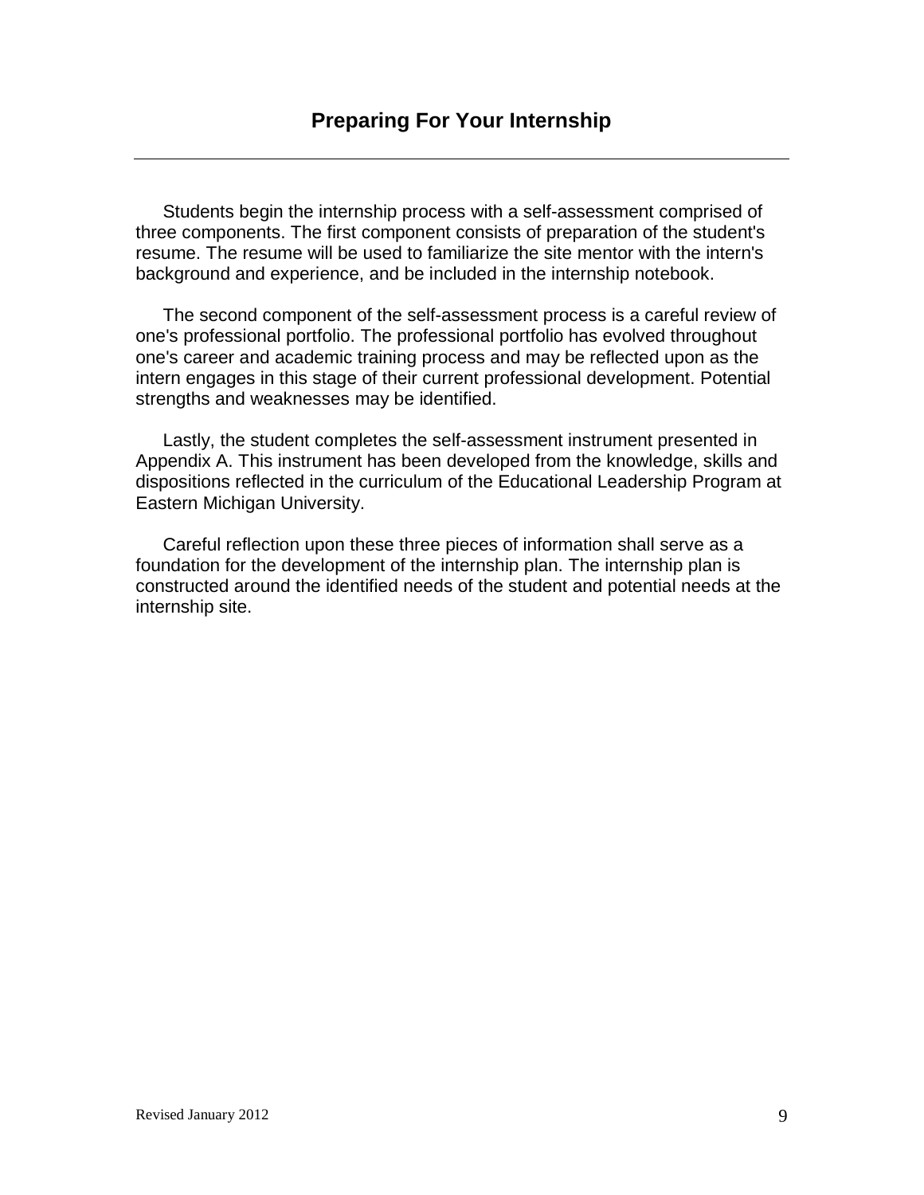## Preparing For Your Internship

Students begin the internship process with a self-assessment comprised of three components. The first component consists of preparation of the student's resume. The resume will be used to familiarize the site mentor with the intern's background and experience, and be included in the internship notebook.

The second component of the self-assessment process is a careful review of one's professional portfolio. The professional portfolio has evolved throughout one's career and academic training process and may be reflected upon as the intern engages in this stage of their current professional development. Potential strengths and weaknesses may be identified.

Lastly, the student completes the self-assessment instrument presented in Appendix A. This instrument has been developed from the knowledge, skills and dispositions reflected in the curriculum of the Educational Leadership Program at Eastern Michigan University.

Careful reflection upon these three pieces of information shall serve as a foundation for the development of the internship plan. The internship plan is constructed around the identified needs of the student and potential needs at the internship site.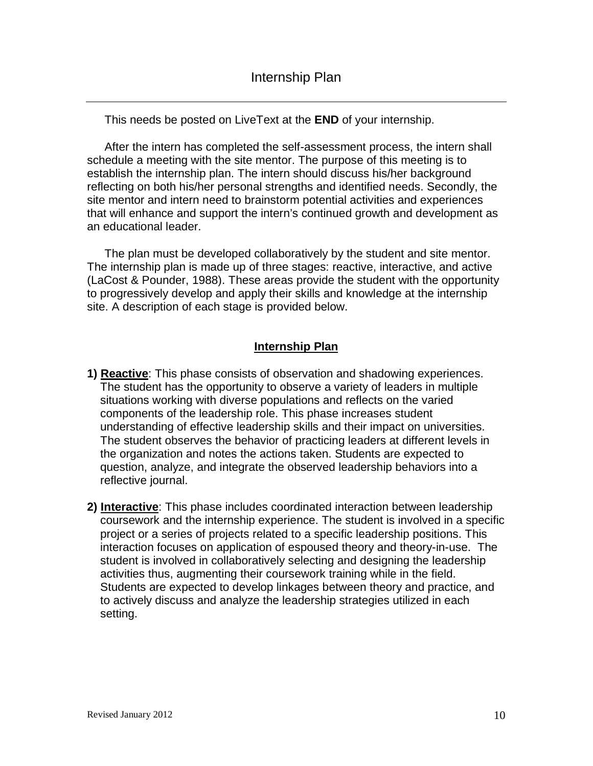# Internship Plan

This needs be posted on LiveText at the **END** of your internship.

After the intern has completed the self-assessment process, the intern shall schedule a meeting with the site mentor. The purpose of this meeting is to establish the internship plan. The intern should discuss his/her background reflecting on both his/her personal strengths and identified needs. Secondly, the site mentor and intern need to brainstorm potential activities and experiences that will enhance and support the intern's continued growth and development as an educational leader.

The plan must be developed collaboratively by the student and site mentor. The internship plan is made up of three stages: reactive, interactive, and active (LaCost & Pounder, 1988). These areas provide the student with the opportunity to progressively develop and apply their skills and knowledge at the internship site. A description of each stage is provided below.

## Internship Plan

1) **Reactive**: This phase consists of observation and shadowing experiences. The student has the opportunity to observe a variety of leaders in multiple situations working with diverse populations and reflects on the varied components of the leadership role. This phase increases student understanding of effective leadership skills and their impact on universities. The student observes the behavior of practicing leaders at different levels in the organization and notes the actions taken. Students are expected to question, analyze, and integrate the observed leadership behaviors into a reflective journal.

2) **Interactive**: This phase includes coordinated interaction between leadership coursework and the internship experience. The student is involved in a specific project or a series of projects related to a specific leadership positions. This interaction focuses on application of espoused theory and theory-in-use. The student is involved in collaboratively selecting and designing the leadership activities thus, augmenting their coursework training while in the field. Students are expected to develop linkages between theory and practice, and to actively discuss and analyze the leadership strategies utilized in each setting.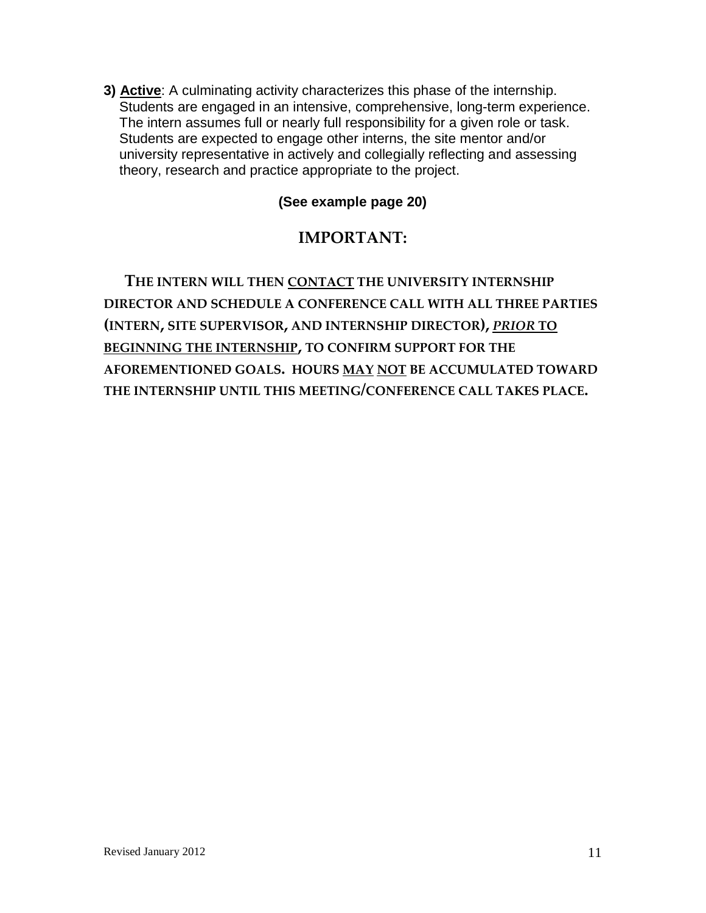**3) Active**: A culminating activity characterizes this phase of the internship. Students are engaged in an intensive, comprehensive, long-term experience. The intern assumes full or nearly full responsibility for a given role or task. Students are expected to engage other interns, the site mentor and/or university representative in actively and collegially reflecting and assessing theory, research and practice appropriate to the project.

**(See example page 20)**

## IMPORTANT:

**THE INTERN WILL THEN CONTACT THE UNIVERSITY INTERNSHIP DIRECTOR AND SCHEDULE A CONFERENCE CALL WITH ALL THREE PARTIES (INTERN, SITE SUPERVISOR, AND INTERNSHIP DIRECTOR), *PRIOR* TO BEGINNING THE INTERNSHIP, TO CONFIRM SUPPORT FOR THE AFOREMENTIONED GOALS. HOURS MAY NOT BE ACCUMULATED TOWARD THE INTERNSHIP UNTIL THIS MEETING/CONFERENCE CALL TAKES PLACE.**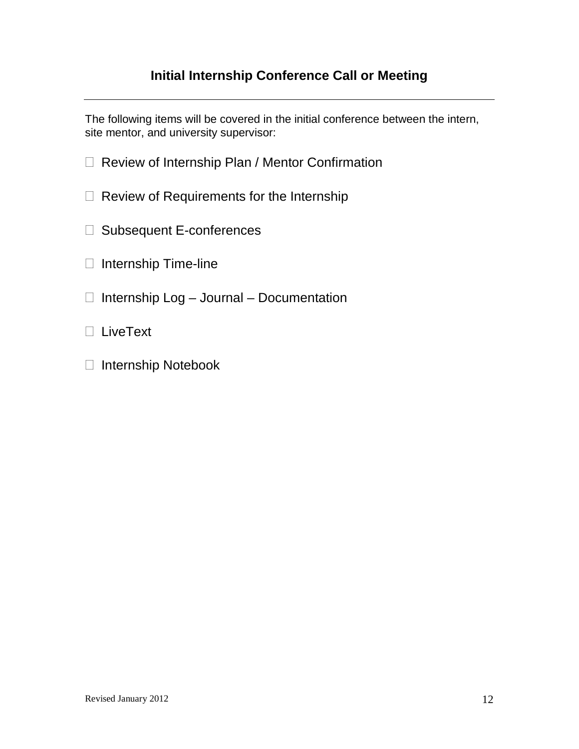## Initial Internship Conference Call or Meeting

---

The following items will be covered in the initial conference between the intern, site mentor, and university supervisor:

- ☐ Review of Internship Plan / Mentor Confirmation
- ☐ Review of Requirements for the Internship
- ☐ Subsequent E-conferences
- ☐ Internship Time-line
- ☐ Internship Log – Journal – Documentation
- ☐ LiveText
- ☐ Internship Notebook

Revised January 2012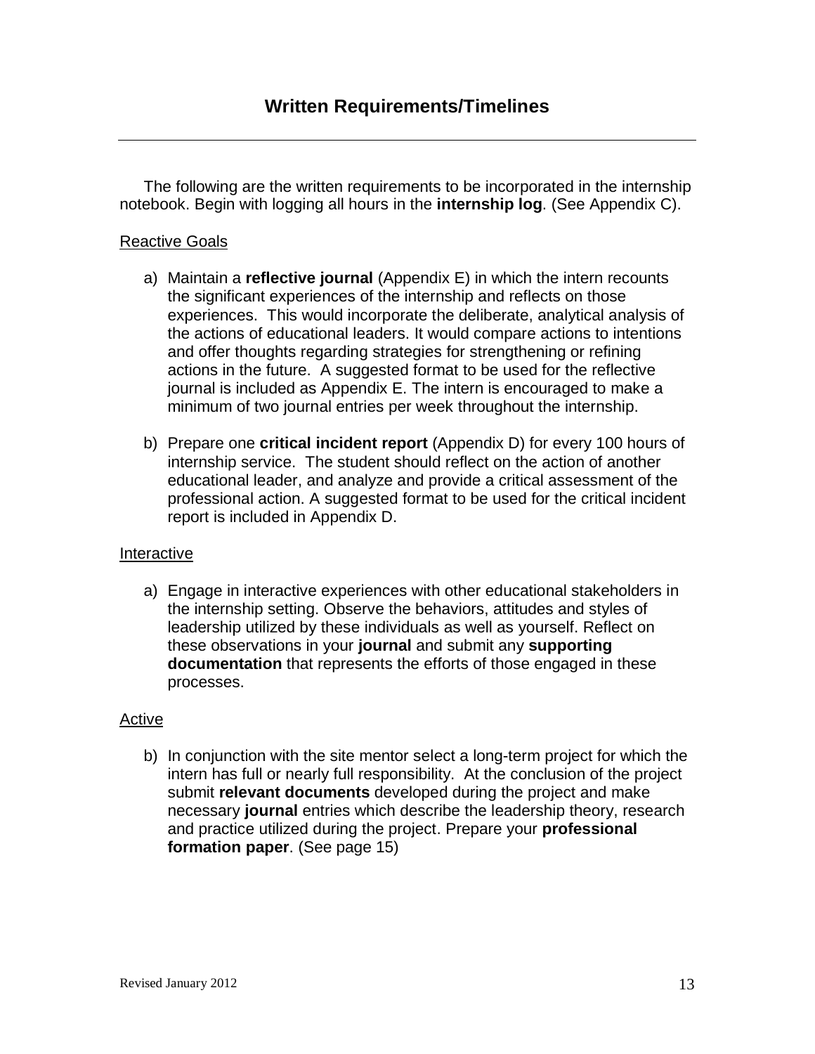## Written Requirements/Timelines

The following are the written requirements to be incorporated in the internship notebook. Begin with logging all hours in the **internship log**. (See Appendix C).

<u>Reactive Goals</u>

a) Maintain a **reflective journal** (Appendix E) in which the intern recounts the significant experiences of the internship and reflects on those experiences. This would incorporate the deliberate, analytical analysis of the actions of educational leaders. It would compare actions to intentions and offer thoughts regarding strategies for strengthening or refining actions in the future. A suggested format to be used for the reflective journal is included as Appendix E. The intern is encouraged to make a minimum of two journal entries per week throughout the internship.

b) Prepare one **critical incident report** (Appendix D) for every 100 hours of internship service. The student should reflect on the action of another educational leader, and analyze and provide a critical assessment of the professional action. A suggested format to be used for the critical incident report is included in Appendix D.

<u>Interactive</u>

a) Engage in interactive experiences with other educational stakeholders in the internship setting. Observe the behaviors, attitudes and styles of leadership utilized by these individuals as well as yourself. Reflect on these observations in your **journal** and submit any **supporting documentation** that represents the efforts of those engaged in these processes.

<u>Active</u>

b) In conjunction with the site mentor select a long-term project for which the intern has full or nearly full responsibility. At the conclusion of the project submit **relevant documents** developed during the project and make necessary **journal** entries which describe the leadership theory, research and practice utilized during the project. Prepare your **professional formation paper**. (See page 15)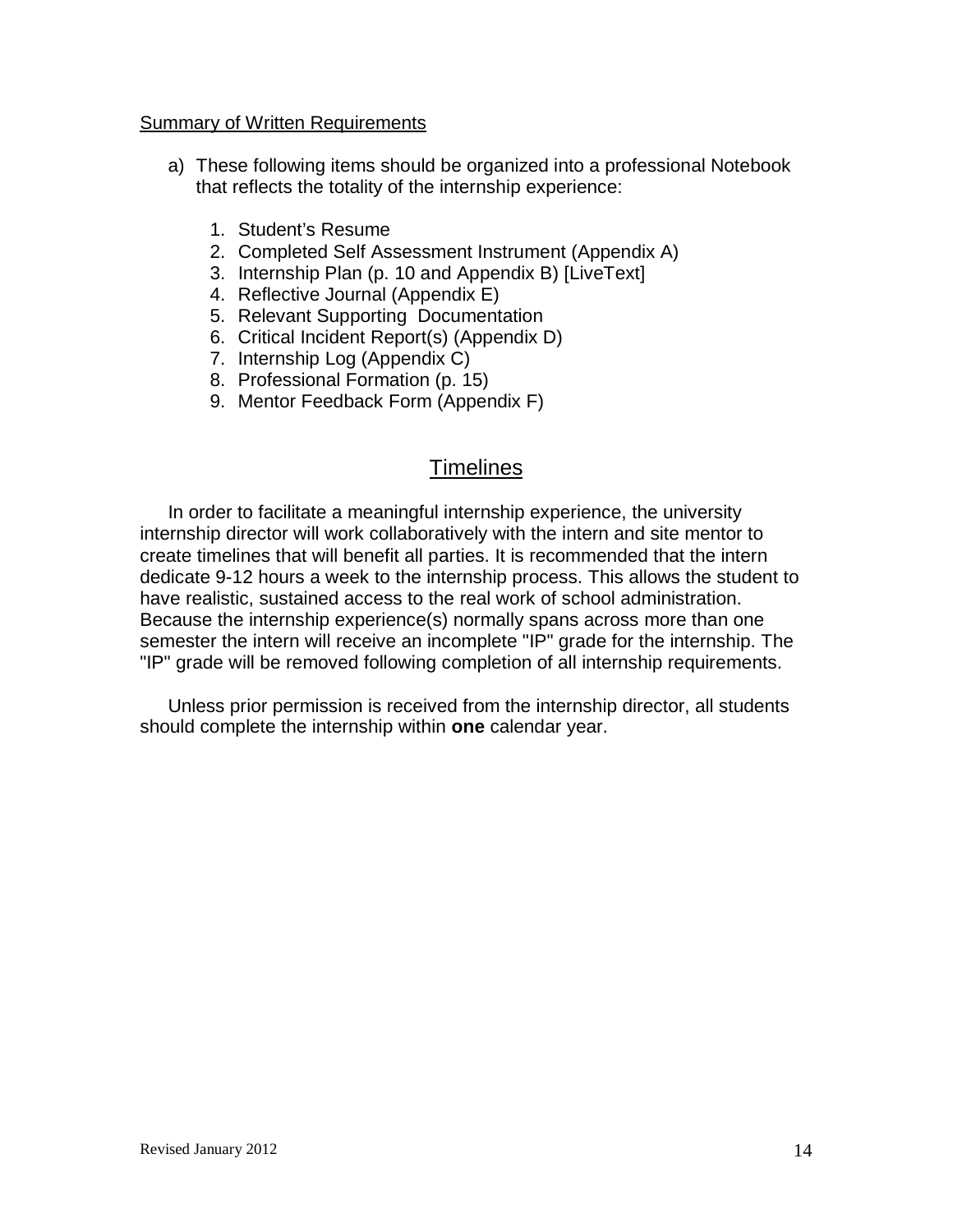Summary of Written Requirements

a) These following items should be organized into a professional Notebook that reflects the totality of the internship experience:

1. Student's Resume
2. Completed Self Assessment Instrument (Appendix A)
3. Internship Plan (p. 10 and Appendix B) [LiveText]
4. Reflective Journal (Appendix E)
5. Relevant Supporting Documentation
6. Critical Incident Report(s) (Appendix D)
7. Internship Log (Appendix C)
8. Professional Formation (p. 15)
9. Mentor Feedback Form (Appendix F)

## Timelines

In order to facilitate a meaningful internship experience, the university internship director will work collaboratively with the intern and site mentor to create timelines that will benefit all parties. It is recommended that the intern dedicate 9-12 hours a week to the internship process. This allows the student to have realistic, sustained access to the real work of school administration. Because the internship experience(s) normally spans across more than one semester the intern will receive an incomplete "IP" grade for the internship. The "IP" grade will be removed following completion of all internship requirements.

Unless prior permission is received from the internship director, all students should complete the internship within **one** calendar year.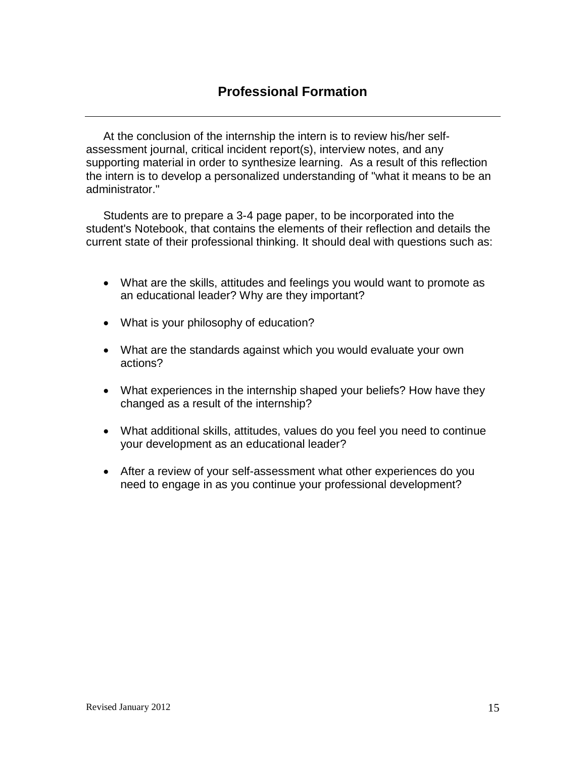## Professional Formation

---

At the conclusion of the internship the intern is to review his/her self-assessment journal, critical incident report(s), interview notes, and any supporting material in order to synthesize learning. As a result of this reflection the intern is to develop a personalized understanding of "what it means to be an administrator."

Students are to prepare a 3-4 page paper, to be incorporated into the student's Notebook, that contains the elements of their reflection and details the current state of their professional thinking. It should deal with questions such as:

- What are the skills, attitudes and feelings you would want to promote as an educational leader? Why are they important?
- What is your philosophy of education?
- What are the standards against which you would evaluate your own actions?
- What experiences in the internship shaped your beliefs? How have they changed as a result of the internship?
- What additional skills, attitudes, values do you feel you need to continue your development as an educational leader?
- After a review of your self-assessment what other experiences do you need to engage in as you continue your professional development?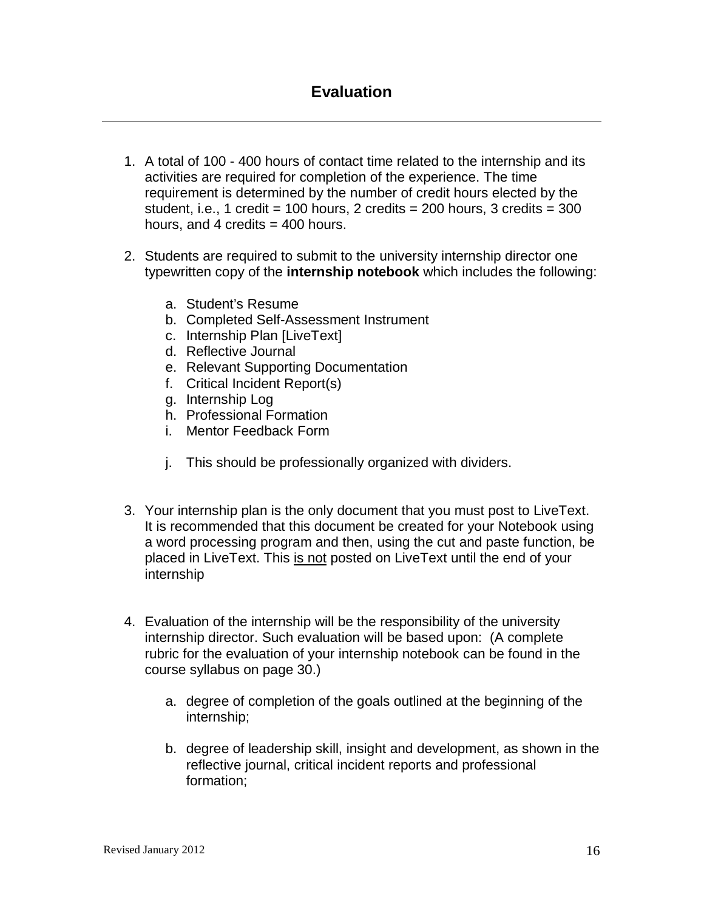## Evaluation

1. A total of 100 - 400 hours of contact time related to the internship and its activities are required for completion of the experience. The time requirement is determined by the number of credit hours elected by the student, i.e., 1 credit = 100 hours, 2 credits = 200 hours, 3 credits = 300 hours, and 4 credits = 400 hours.

2. Students are required to submit to the university internship director one typewritten copy of the **internship notebook** which includes the following:

   a. Student's Resume
   b. Completed Self-Assessment Instrument
   c. Internship Plan [LiveText]
   d. Reflective Journal
   e. Relevant Supporting Documentation
   f. Critical Incident Report(s)
   g. Internship Log
   h. Professional Formation
   i. Mentor Feedback Form

   j. This should be professionally organized with dividers.

3. Your internship plan is the only document that you must post to LiveText. It is recommended that this document be created for your Notebook using a word processing program and then, using the cut and paste function, be placed in LiveText. This <u>is not</u> posted on LiveText until the end of your internship

4. Evaluation of the internship will be the responsibility of the university internship director. Such evaluation will be based upon: (A complete rubric for the evaluation of your internship notebook can be found in the course syllabus on page 30.)

   a. degree of completion of the goals outlined at the beginning of the internship;

   b. degree of leadership skill, insight and development, as shown in the reflective journal, critical incident reports and professional formation;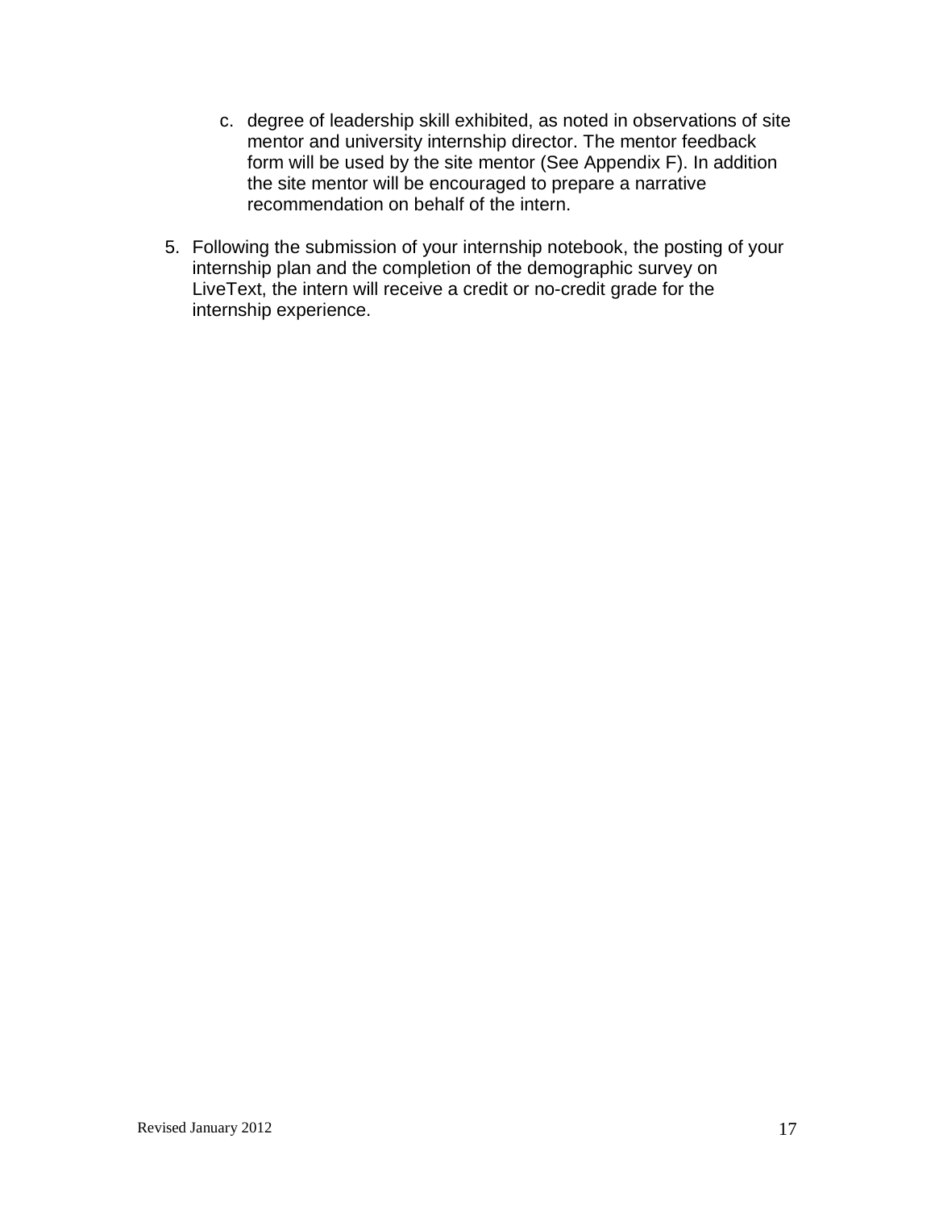c. degree of leadership skill exhibited, as noted in observations of site mentor and university internship director. The mentor feedback form will be used by the site mentor (See Appendix F). In addition the site mentor will be encouraged to prepare a narrative recommendation on behalf of the intern.

5. Following the submission of your internship notebook, the posting of your internship plan and the completion of the demographic survey on LiveText, the intern will receive a credit or no-credit grade for the internship experience.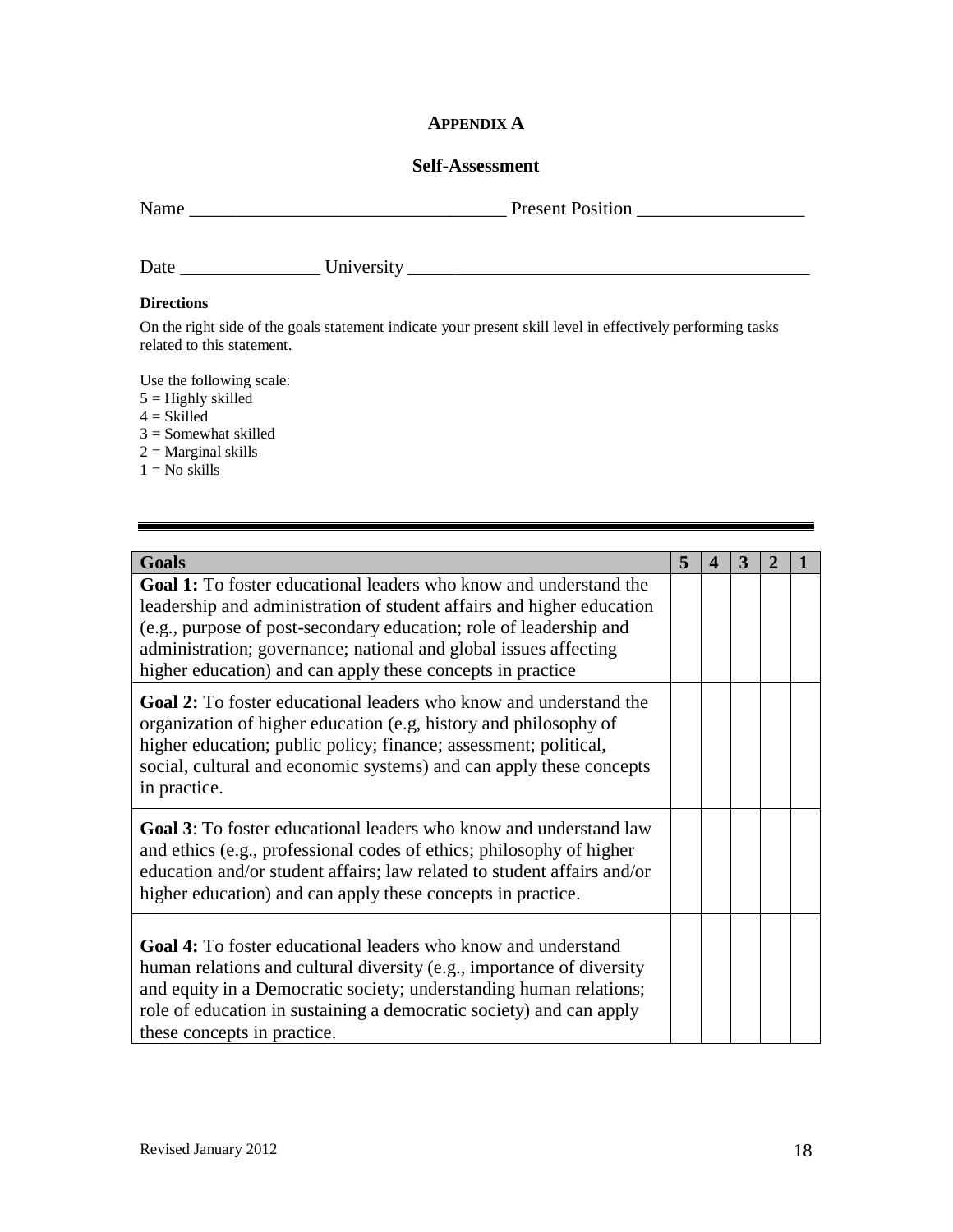## APPENDIX A

### Self-Assessment

Name ________________________________ Present Position _________________

Date _______________ University ___________________________________________

**Directions**

On the right side of the goals statement indicate your present skill level in effectively performing tasks related to this statement.

Use the following scale:
5 = Highly skilled
4 = Skilled
3 = Somewhat skilled
2 = Marginal skills
1 = No skills

| Goals | 5 | 4 | 3 | 2 | 1 |
|---|---|---|---|---|---|
| **Goal 1:** To foster educational leaders who know and understand the leadership and administration of student affairs and higher education (e.g., purpose of post-secondary education; role of leadership and administration; governance; national and global issues affecting higher education) and can apply these concepts in practice | | | | | |
| **Goal 2:** To foster educational leaders who know and understand the organization of higher education (e.g, history and philosophy of higher education; public policy; finance; assessment; political, social, cultural and economic systems) and can apply these concepts in practice. | | | | | |
| **Goal 3**: To foster educational leaders who know and understand law and ethics (e.g., professional codes of ethics; philosophy of higher education and/or student affairs; law related to student affairs and/or higher education) and can apply these concepts in practice. | | | | | |
| **Goal 4:** To foster educational leaders who know and understand human relations and cultural diversity (e.g., importance of diversity and equity in a Democratic society; understanding human relations; role of education in sustaining a democratic society) and can apply these concepts in practice. | | | | | |

Revised January 2012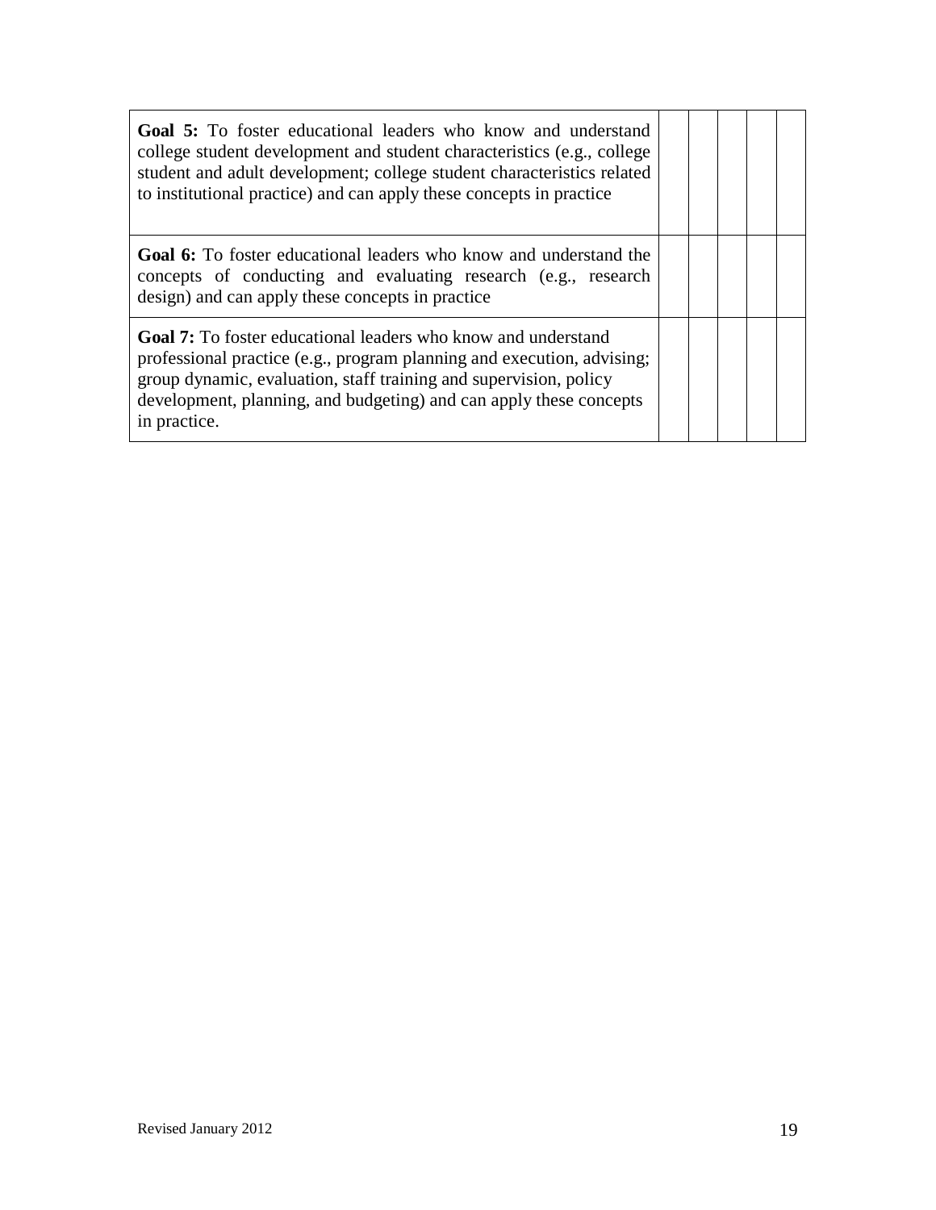| | | | | | |
|---|---|---|---|---|---|
| **Goal 5:** To foster educational leaders who know and understand college student development and student characteristics (e.g., college student and adult development; college student characteristics related to institutional practice) and can apply these concepts in practice | | | | | |
| **Goal 6:** To foster educational leaders who know and understand the concepts of conducting and evaluating research (e.g., research design) and can apply these concepts in practice | | | | | |
| **Goal 7:** To foster educational leaders who know and understand professional practice (e.g., program planning and execution, advising; group dynamic, evaluation, staff training and supervision, policy development, planning, and budgeting) and can apply these concepts in practice. | | | | | |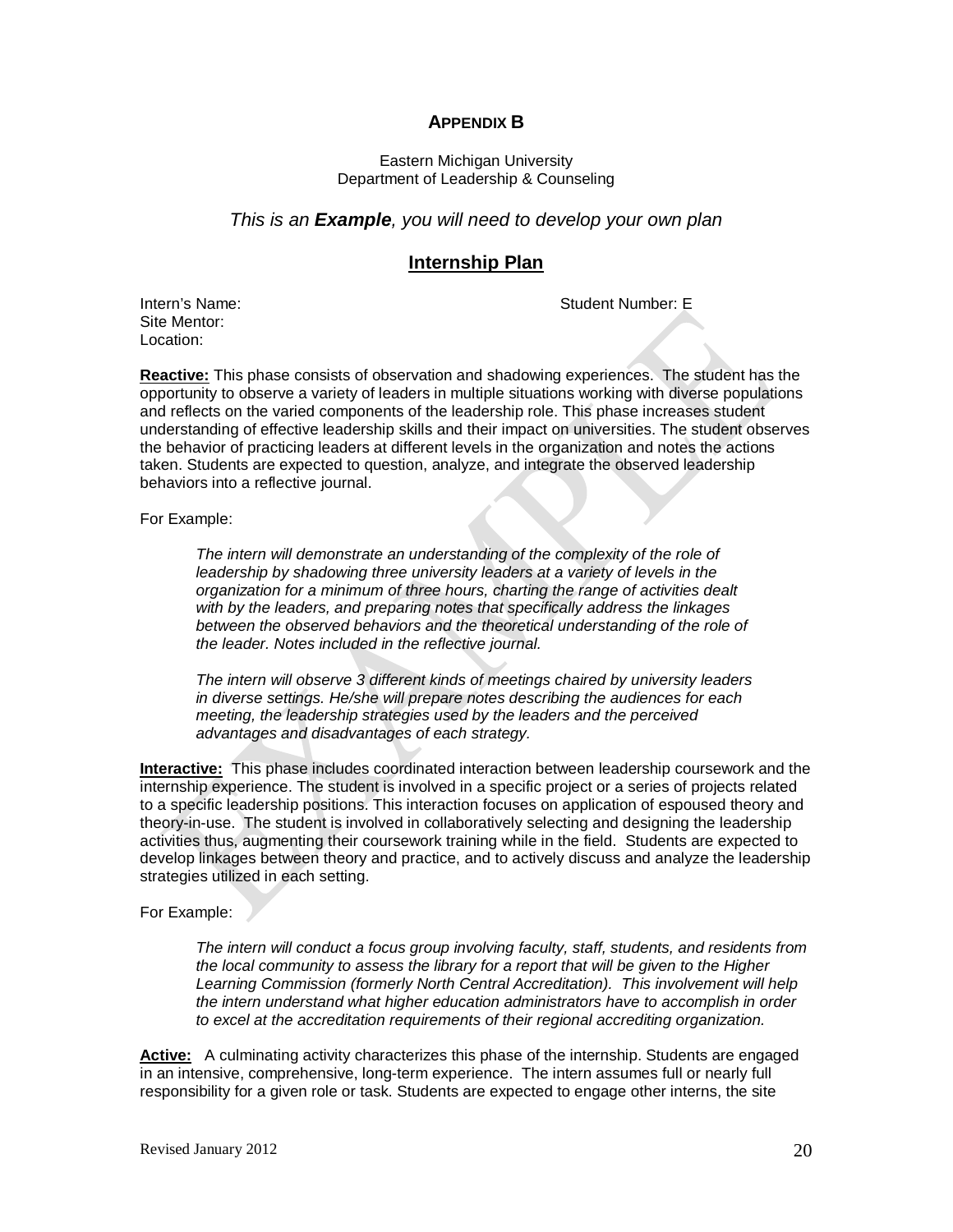## APPENDIX B

Eastern Michigan University
Department of Leadership & Counseling

*This is an **Example**, you will need to develop your own plan*

## Internship Plan

Intern's Name: Student Number: E
Site Mentor:
Location:

**Reactive:** This phase consists of observation and shadowing experiences. The student has the opportunity to observe a variety of leaders in multiple situations working with diverse populations and reflects on the varied components of the leadership role. This phase increases student understanding of effective leadership skills and their impact on universities. The student observes the behavior of practicing leaders at different levels in the organization and notes the actions taken. Students are expected to question, analyze, and integrate the observed leadership behaviors into a reflective journal.

For Example:

> *The intern will demonstrate an understanding of the complexity of the role of leadership by shadowing three university leaders at a variety of levels in the organization for a minimum of three hours, charting the range of activities dealt with by the leaders, and preparing notes that specifically address the linkages between the observed behaviors and the theoretical understanding of the role of the leader. Notes included in the reflective journal.*
>
> *The intern will observe 3 different kinds of meetings chaired by university leaders in diverse settings. He/she will prepare notes describing the audiences for each meeting, the leadership strategies used by the leaders and the perceived advantages and disadvantages of each strategy.*

**Interactive:** This phase includes coordinated interaction between leadership coursework and the internship experience. The student is involved in a specific project or a series of projects related to a specific leadership positions. This interaction focuses on application of espoused theory and theory-in-use. The student is involved in collaboratively selecting and designing the leadership activities thus, augmenting their coursework training while in the field. Students are expected to develop linkages between theory and practice, and to actively discuss and analyze the leadership strategies utilized in each setting.

For Example:

> *The intern will conduct a focus group involving faculty, staff, students, and residents from the local community to assess the library for a report that will be given to the Higher Learning Commission (formerly North Central Accreditation). This involvement will help the intern understand what higher education administrators have to accomplish in order to excel at the accreditation requirements of their regional accrediting organization.*

**Active:** A culminating activity characterizes this phase of the internship. Students are engaged in an intensive, comprehensive, long-term experience. The intern assumes full or nearly full responsibility for a given role or task. Students are expected to engage other interns, the site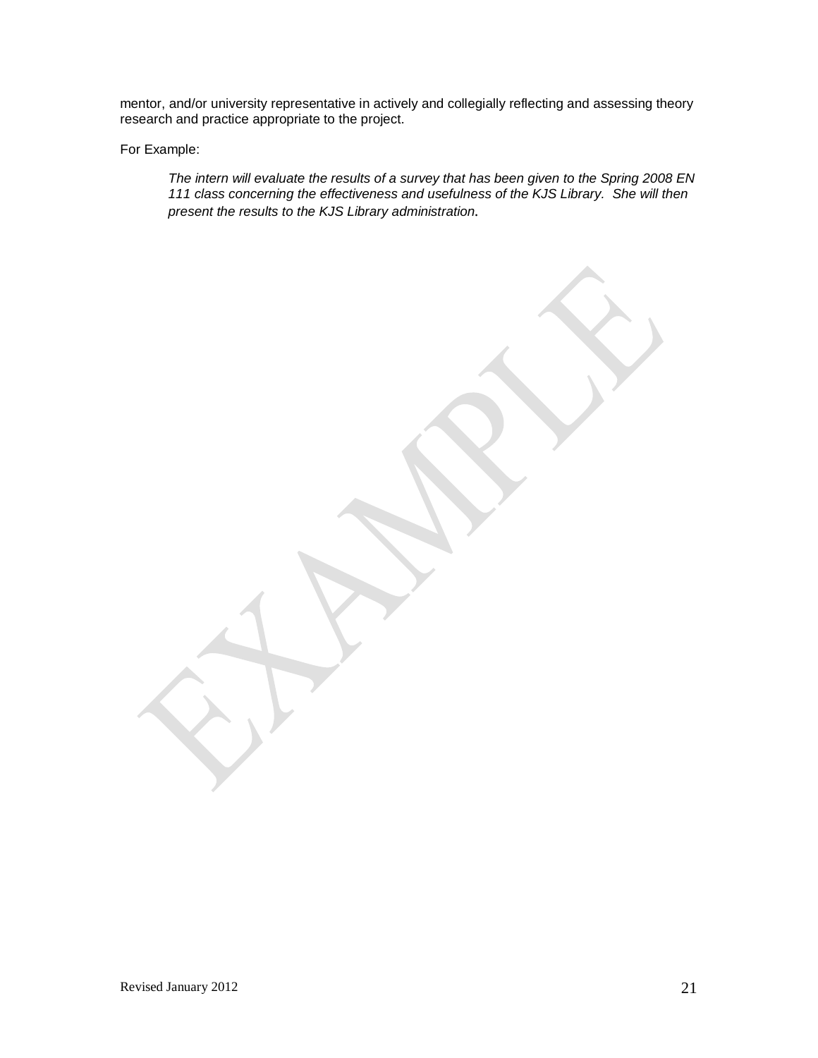mentor, and/or university representative in actively and collegially reflecting and assessing theory research and practice appropriate to the project.

For Example:

> *The intern will evaluate the results of a survey that has been given to the Spring 2008 EN 111 class concerning the effectiveness and usefulness of the KJS Library. She will then present the results to the KJS Library administration.*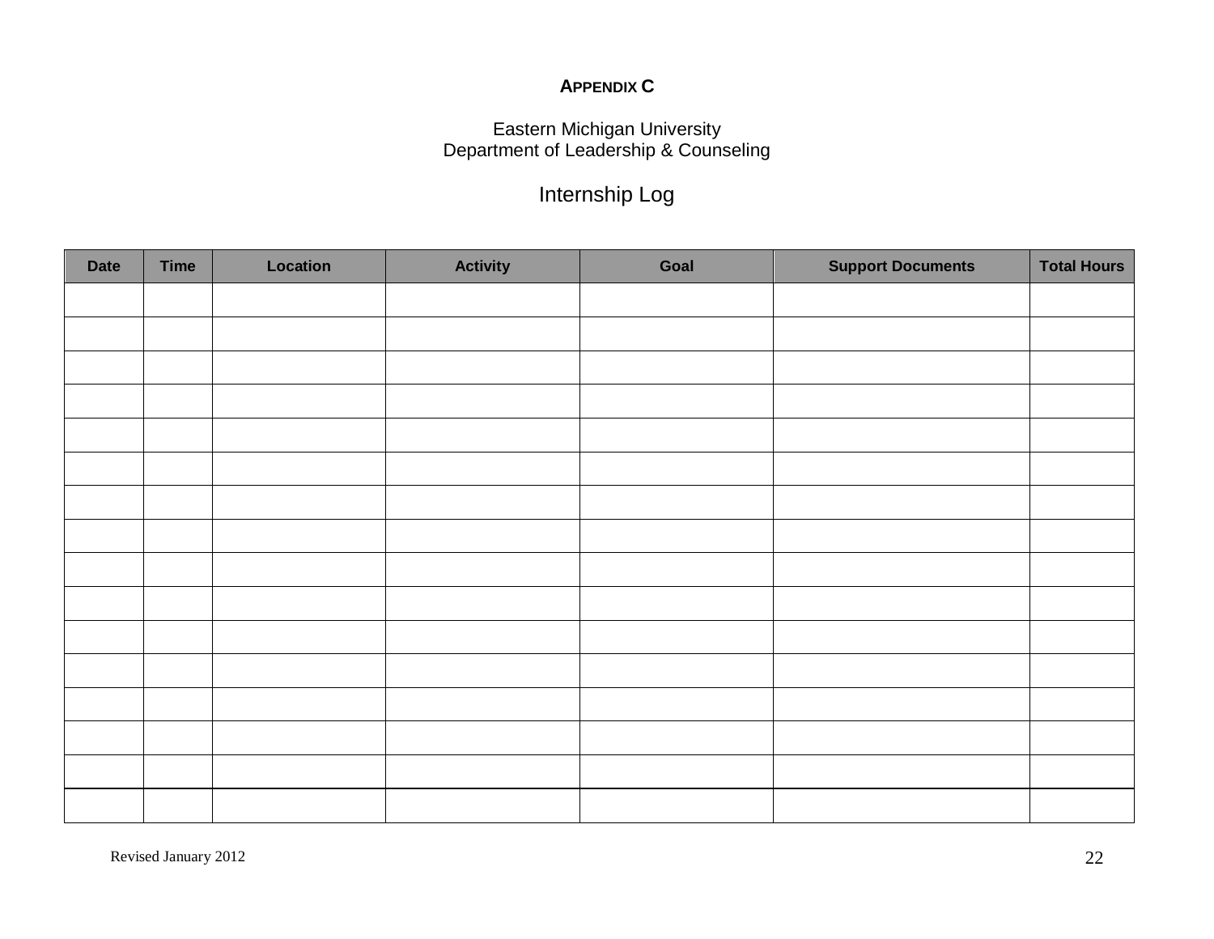**APPENDIX C**

Eastern Michigan University
Department of Leadership & Counseling

# Internship Log

| Date | Time | Location | Activity | Goal | Support Documents | Total Hours |
|---|---|---|---|---|---|---|
| | | | | | | |
| | | | | | | |
| | | | | | | |
| | | | | | | |
| | | | | | | |
| | | | | | | |
| | | | | | | |
| | | | | | | |
| | | | | | | |
| | | | | | | |
| | | | | | | |
| | | | | | | |
| | | | | | | |
| | | | | | | |
| | | | | | | |
| | | | | | | |

Revised January 2012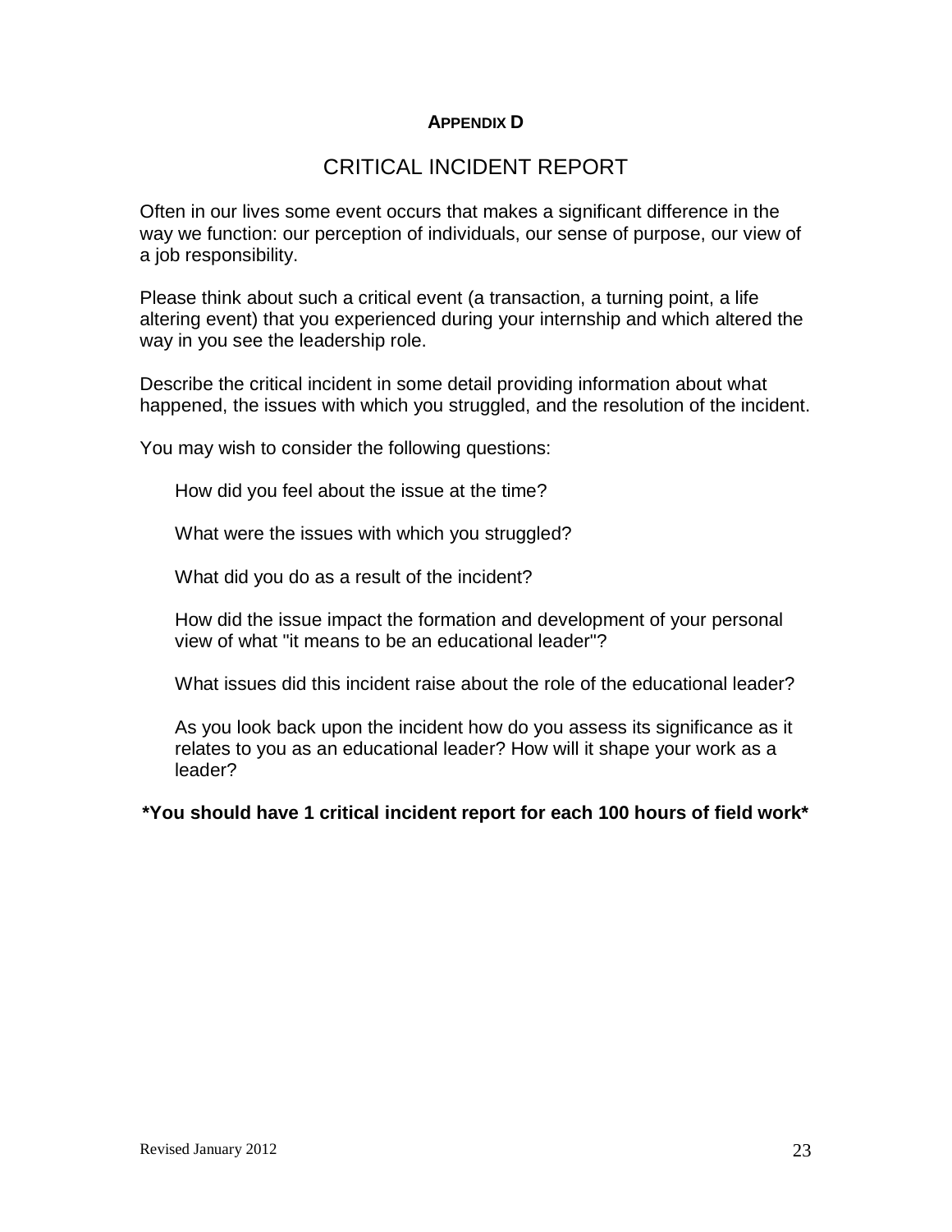**APPENDIX D**

# CRITICAL INCIDENT REPORT

Often in our lives some event occurs that makes a significant difference in the way we function: our perception of individuals, our sense of purpose, our view of a job responsibility.

Please think about such a critical event (a transaction, a turning point, a life altering event) that you experienced during your internship and which altered the way in you see the leadership role.

Describe the critical incident in some detail providing information about what happened, the issues with which you struggled, and the resolution of the incident.

You may wish to consider the following questions:

> How did you feel about the issue at the time?
>
> What were the issues with which you struggled?
>
> What did you do as a result of the incident?
>
> How did the issue impact the formation and development of your personal view of what "it means to be an educational leader"?
>
> What issues did this incident raise about the role of the educational leader?
>
> As you look back upon the incident how do you assess its significance as it relates to you as an educational leader? How will it shape your work as a leader?

***You should have 1 critical incident report for each 100 hours of field work***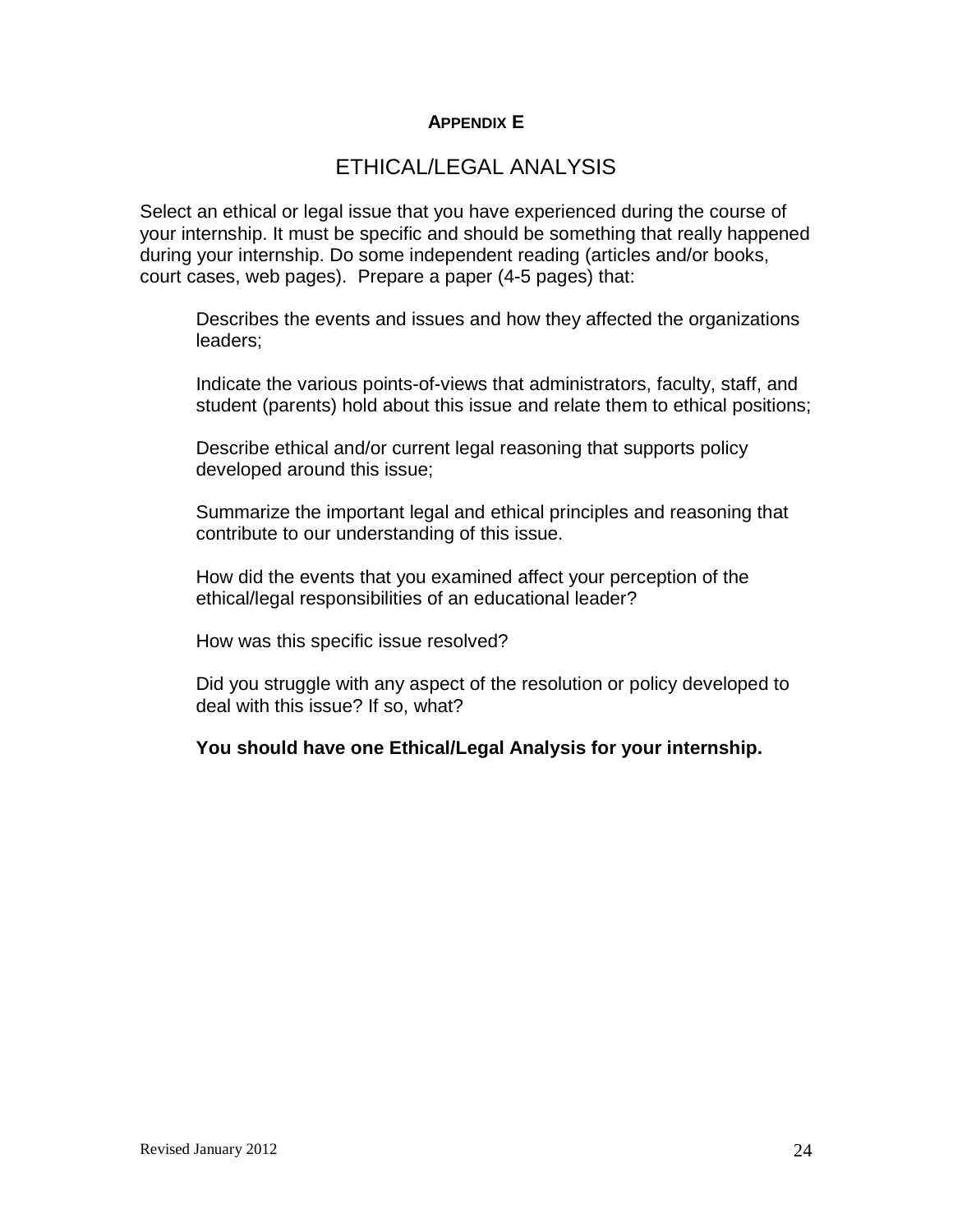**APPENDIX E**

# ETHICAL/LEGAL ANALYSIS

Select an ethical or legal issue that you have experienced during the course of your internship. It must be specific and should be something that really happened during your internship. Do some independent reading (articles and/or books, court cases, web pages). Prepare a paper (4-5 pages) that:

Describes the events and issues and how they affected the organizations leaders;

Indicate the various points-of-views that administrators, faculty, staff, and student (parents) hold about this issue and relate them to ethical positions;

Describe ethical and/or current legal reasoning that supports policy developed around this issue;

Summarize the important legal and ethical principles and reasoning that contribute to our understanding of this issue.

How did the events that you examined affect your perception of the ethical/legal responsibilities of an educational leader?

How was this specific issue resolved?

Did you struggle with any aspect of the resolution or policy developed to deal with this issue? If so, what?

**You should have one Ethical/Legal Analysis for your internship.**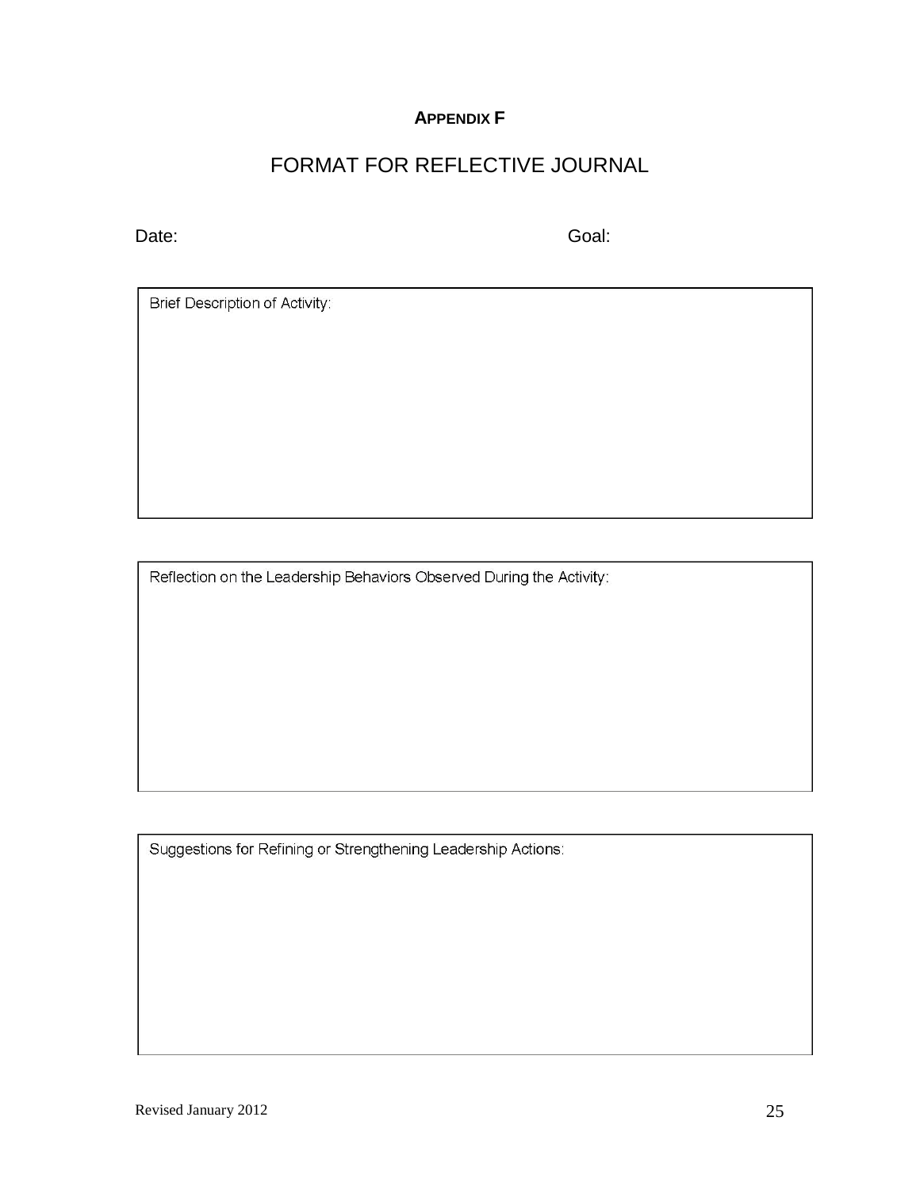**APPENDIX F**

# FORMAT FOR REFLECTIVE JOURNAL

Date: Goal:

Brief Description of Activity:

Reflection on the Leadership Behaviors Observed During the Activity:

Suggestions for Refining or Strengthening Leadership Actions: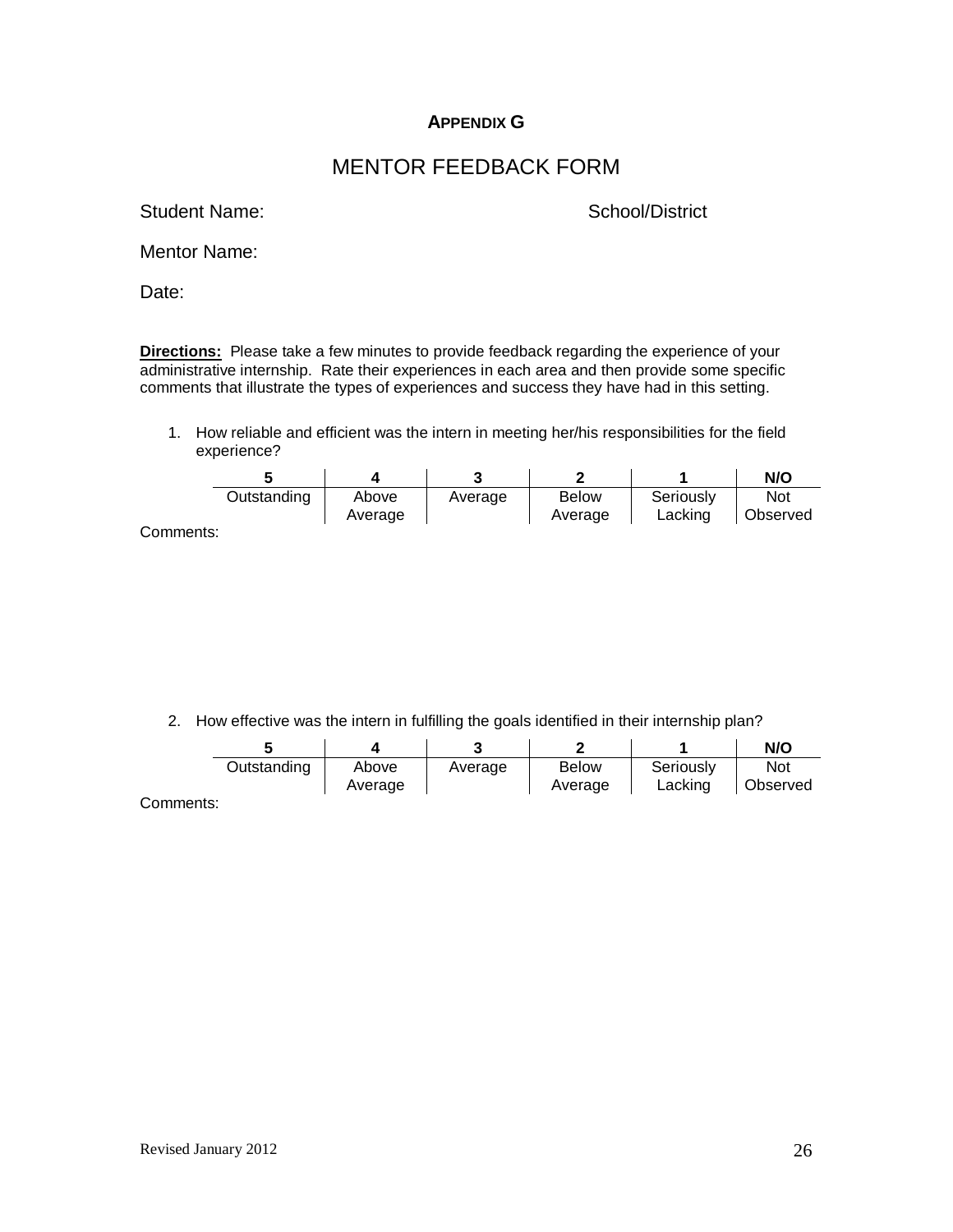**APPENDIX G**

# MENTOR FEEDBACK FORM

Student Name: School/District

Mentor Name:

Date:

**Directions:** Please take a few minutes to provide feedback regarding the experience of your administrative internship. Rate their experiences in each area and then provide some specific comments that illustrate the types of experiences and success they have had in this setting.

1. How reliable and efficient was the intern in meeting her/his responsibilities for the field experience?

| 5 | 4 | 3 | 2 | 1 | N/O |
|---|---|---|---|---|---|
| Outstanding | Above Average | Average | Below Average | Seriously Lacking | Not Observed |

Comments:

2. How effective was the intern in fulfilling the goals identified in their internship plan?

| 5 | 4 | 3 | 2 | 1 | N/O |
|---|---|---|---|---|---|
| Outstanding | Above Average | Average | Below Average | Seriously Lacking | Not Observed |

Comments:

Revised January 2012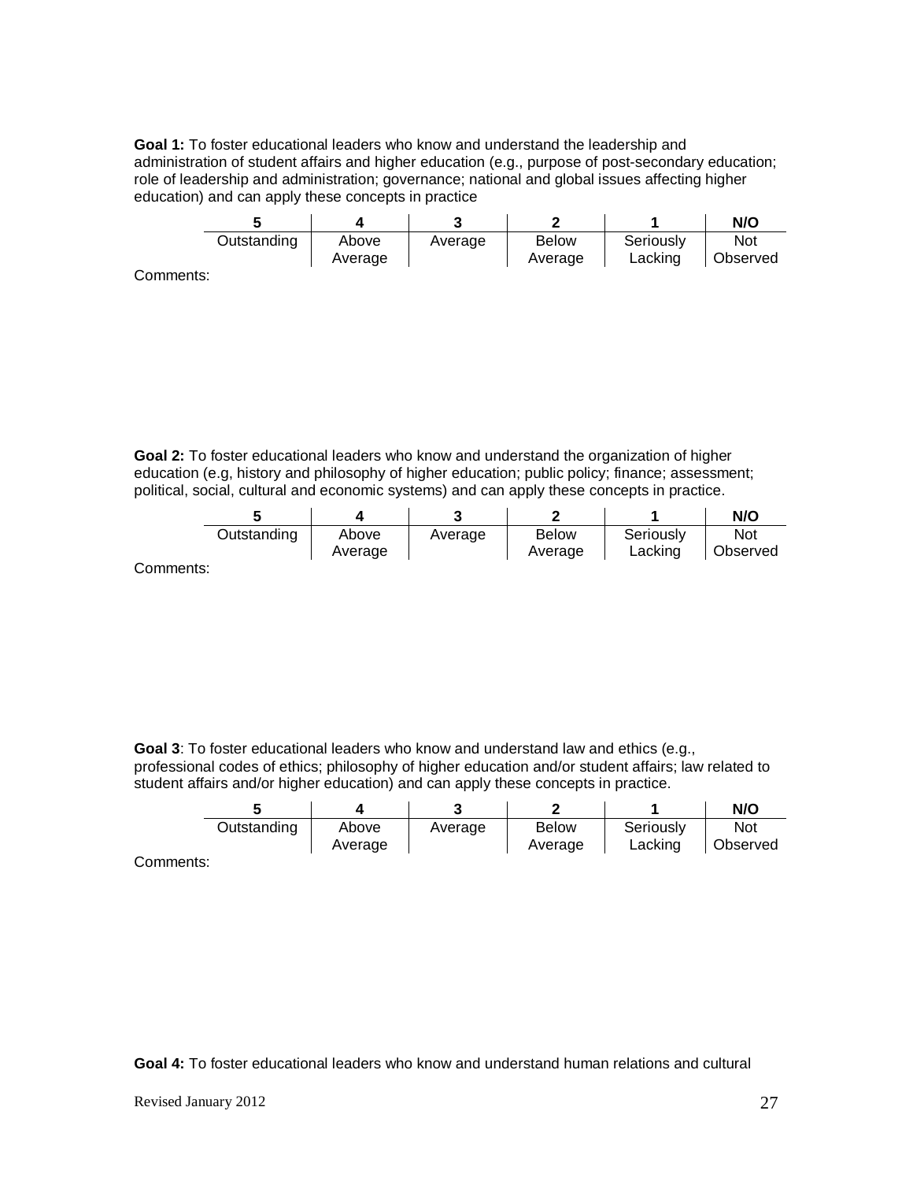**Goal 1:** To foster educational leaders who know and understand the leadership and administration of student affairs and higher education (e.g., purpose of post-secondary education; role of leadership and administration; governance; national and global issues affecting higher education) and can apply these concepts in practice

| 5 | 4 | 3 | 2 | 1 | N/O |
|---|---|---|---|---|---|
| Outstanding | Above Average | Average | Below Average | Seriously Lacking | Not Observed |

Comments:

**Goal 2:** To foster educational leaders who know and understand the organization of higher education (e.g, history and philosophy of higher education; public policy; finance; assessment; political, social, cultural and economic systems) and can apply these concepts in practice.

| 5 | 4 | 3 | 2 | 1 | N/O |
|---|---|---|---|---|---|
| Outstanding | Above Average | Average | Below Average | Seriously Lacking | Not Observed |

Comments:

**Goal 3**: To foster educational leaders who know and understand law and ethics (e.g., professional codes of ethics; philosophy of higher education and/or student affairs; law related to student affairs and/or higher education) and can apply these concepts in practice.

| 5 | 4 | 3 | 2 | 1 | N/O |
|---|---|---|---|---|---|
| Outstanding | Above Average | Average | Below Average | Seriously Lacking | Not Observed |

Comments:

**Goal 4:** To foster educational leaders who know and understand human relations and cultural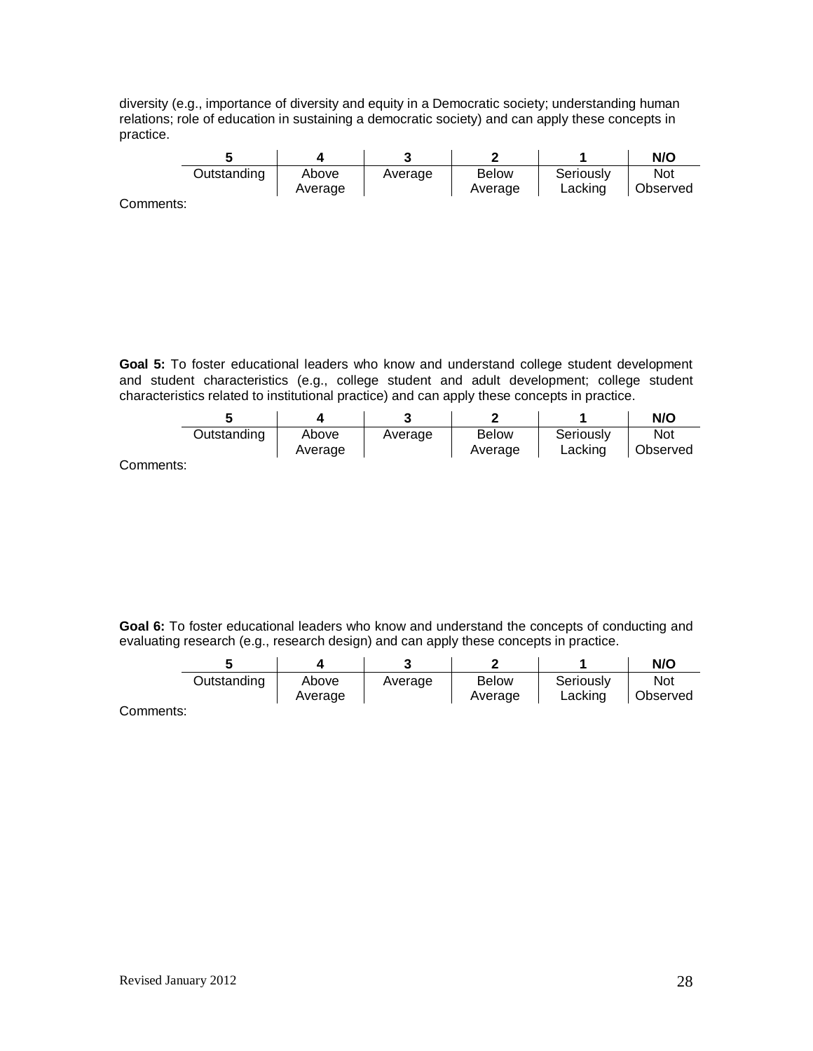diversity (e.g., importance of diversity and equity in a Democratic society; understanding human relations; role of education in sustaining a democratic society) and can apply these concepts in practice.

| 5 | 4 | 3 | 2 | 1 | N/O |
|---|---|---|---|---|---|
| Outstanding | Above Average | Average | Below Average | Seriously Lacking | Not Observed |

Comments:

**Goal 5:** To foster educational leaders who know and understand college student development and student characteristics (e.g., college student and adult development; college student characteristics related to institutional practice) and can apply these concepts in practice.

| 5 | 4 | 3 | 2 | 1 | N/O |
|---|---|---|---|---|---|
| Outstanding | Above Average | Average | Below Average | Seriously Lacking | Not Observed |

Comments:

**Goal 6:** To foster educational leaders who know and understand the concepts of conducting and evaluating research (e.g., research design) and can apply these concepts in practice.

| 5 | 4 | 3 | 2 | 1 | N/O |
|---|---|---|---|---|---|
| Outstanding | Above Average | Average | Below Average | Seriously Lacking | Not Observed |

Comments: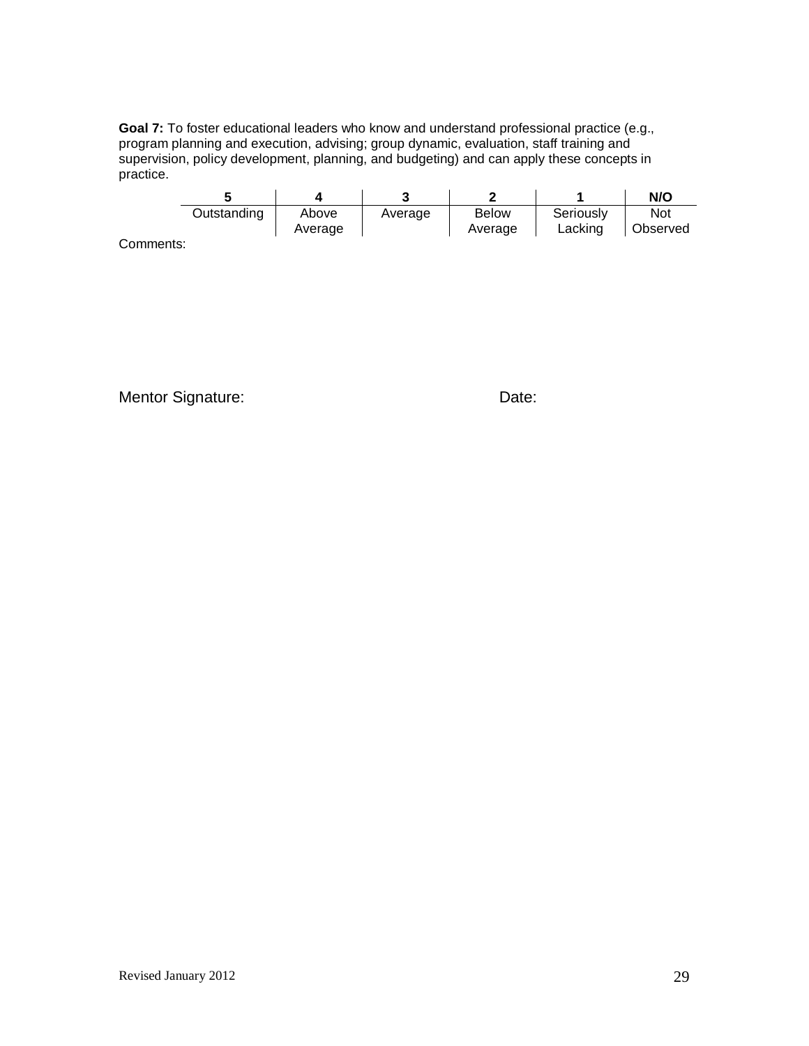**Goal 7:** To foster educational leaders who know and understand professional practice (e.g., program planning and execution, advising; group dynamic, evaluation, staff training and supervision, policy development, planning, and budgeting) and can apply these concepts in practice.

| 5 | 4 | 3 | 2 | 1 | N/O |
|---|---|---|---|---|---|
| Outstanding | Above Average | Average | Below Average | Seriously Lacking | Not Observed |

Comments:

Mentor Signature: Date:

Revised January 2012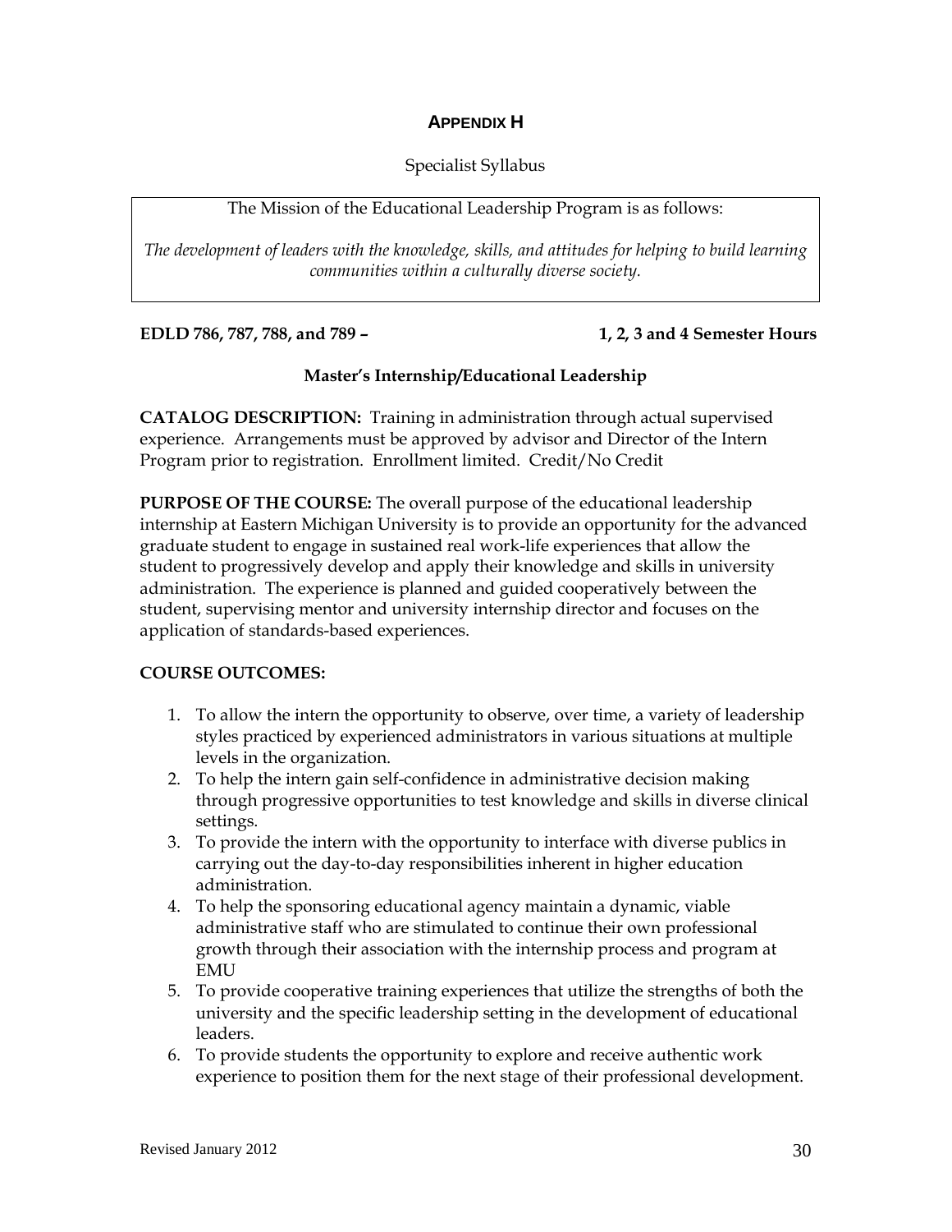## APPENDIX H

Specialist Syllabus

The Mission of the Educational Leadership Program is as follows:

*The development of leaders with the knowledge, skills, and attitudes for helping to build learning communities within a culturally diverse society.*

**EDLD 786, 787, 788, and 789 – 1, 2, 3 and 4 Semester Hours**

**Master's Internship/Educational Leadership**

**CATALOG DESCRIPTION:** Training in administration through actual supervised experience. Arrangements must be approved by advisor and Director of the Intern Program prior to registration. Enrollment limited. Credit/No Credit

**PURPOSE OF THE COURSE:** The overall purpose of the educational leadership internship at Eastern Michigan University is to provide an opportunity for the advanced graduate student to engage in sustained real work-life experiences that allow the student to progressively develop and apply their knowledge and skills in university administration. The experience is planned and guided cooperatively between the student, supervising mentor and university internship director and focuses on the application of standards-based experiences.

**COURSE OUTCOMES:**

1. To allow the intern the opportunity to observe, over time, a variety of leadership styles practiced by experienced administrators in various situations at multiple levels in the organization.
2. To help the intern gain self-confidence in administrative decision making through progressive opportunities to test knowledge and skills in diverse clinical settings.
3. To provide the intern with the opportunity to interface with diverse publics in carrying out the day-to-day responsibilities inherent in higher education administration.
4. To help the sponsoring educational agency maintain a dynamic, viable administrative staff who are stimulated to continue their own professional growth through their association with the internship process and program at EMU
5. To provide cooperative training experiences that utilize the strengths of both the university and the specific leadership setting in the development of educational leaders.
6. To provide students the opportunity to explore and receive authentic work experience to position them for the next stage of their professional development.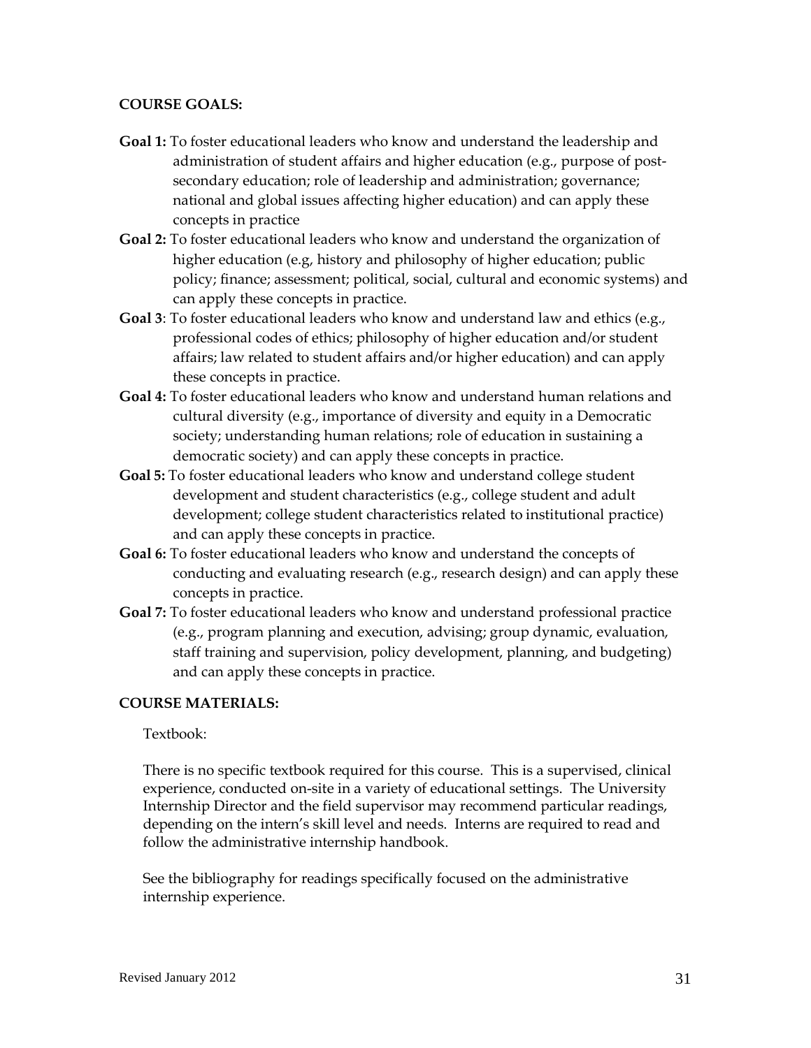**COURSE GOALS:**

**Goal 1:** To foster educational leaders who know and understand the leadership and administration of student affairs and higher education (e.g., purpose of post-secondary education; role of leadership and administration; governance; national and global issues affecting higher education) and can apply these concepts in practice

**Goal 2:** To foster educational leaders who know and understand the organization of higher education (e.g, history and philosophy of higher education; public policy; finance; assessment; political, social, cultural and economic systems) and can apply these concepts in practice.

**Goal 3**: To foster educational leaders who know and understand law and ethics (e.g., professional codes of ethics; philosophy of higher education and/or student affairs; law related to student affairs and/or higher education) and can apply these concepts in practice.

**Goal 4:** To foster educational leaders who know and understand human relations and cultural diversity (e.g., importance of diversity and equity in a Democratic society; understanding human relations; role of education in sustaining a democratic society) and can apply these concepts in practice.

**Goal 5:** To foster educational leaders who know and understand college student development and student characteristics (e.g., college student and adult development; college student characteristics related to institutional practice) and can apply these concepts in practice.

**Goal 6:** To foster educational leaders who know and understand the concepts of conducting and evaluating research (e.g., research design) and can apply these concepts in practice.

**Goal 7:** To foster educational leaders who know and understand professional practice (e.g., program planning and execution, advising; group dynamic, evaluation, staff training and supervision, policy development, planning, and budgeting) and can apply these concepts in practice.

**COURSE MATERIALS:**

Textbook:

There is no specific textbook required for this course. This is a supervised, clinical experience, conducted on-site in a variety of educational settings. The University Internship Director and the field supervisor may recommend particular readings, depending on the intern's skill level and needs. Interns are required to read and follow the administrative internship handbook.

See the bibliography for readings specifically focused on the administrative internship experience.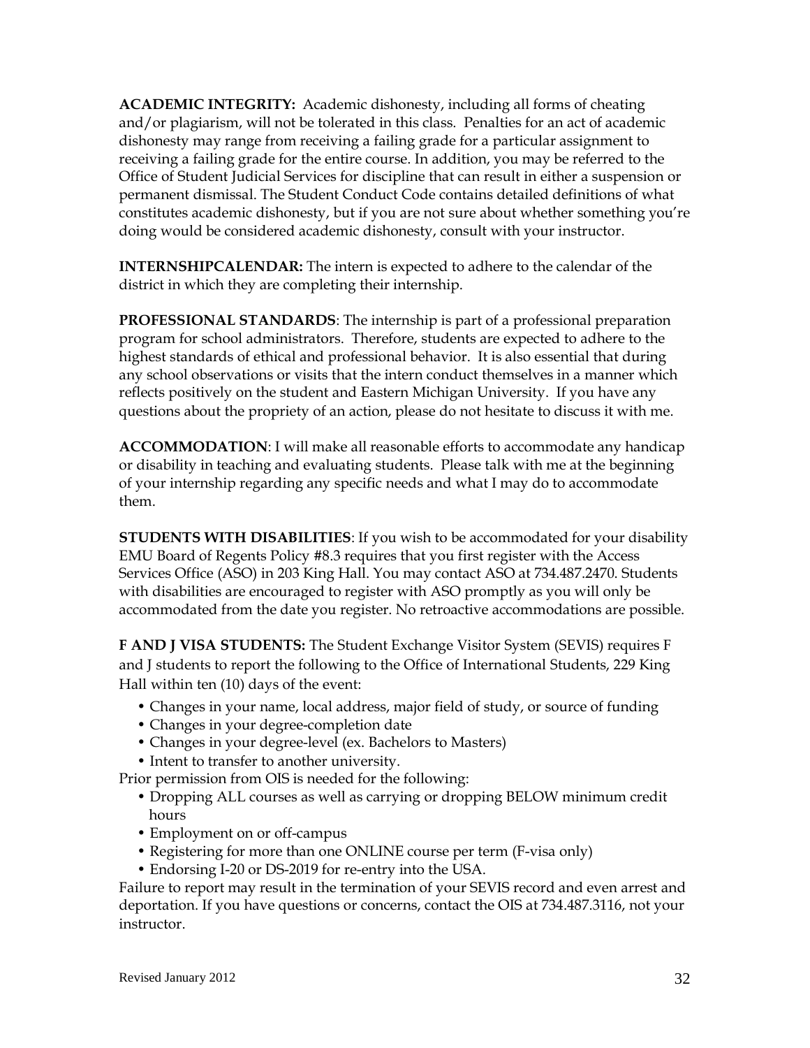**ACADEMIC INTEGRITY:** Academic dishonesty, including all forms of cheating and/or plagiarism, will not be tolerated in this class. Penalties for an act of academic dishonesty may range from receiving a failing grade for a particular assignment to receiving a failing grade for the entire course. In addition, you may be referred to the Office of Student Judicial Services for discipline that can result in either a suspension or permanent dismissal. The Student Conduct Code contains detailed definitions of what constitutes academic dishonesty, but if you are not sure about whether something you're doing would be considered academic dishonesty, consult with your instructor.

**INTERNSHIPCALENDAR:** The intern is expected to adhere to the calendar of the district in which they are completing their internship.

**PROFESSIONAL STANDARDS**: The internship is part of a professional preparation program for school administrators. Therefore, students are expected to adhere to the highest standards of ethical and professional behavior. It is also essential that during any school observations or visits that the intern conduct themselves in a manner which reflects positively on the student and Eastern Michigan University. If you have any questions about the propriety of an action, please do not hesitate to discuss it with me.

**ACCOMMODATION**: I will make all reasonable efforts to accommodate any handicap or disability in teaching and evaluating students. Please talk with me at the beginning of your internship regarding any specific needs and what I may do to accommodate them.

**STUDENTS WITH DISABILITIES**: If you wish to be accommodated for your disability EMU Board of Regents Policy #8.3 requires that you first register with the Access Services Office (ASO) in 203 King Hall. You may contact ASO at 734.487.2470. Students with disabilities are encouraged to register with ASO promptly as you will only be accommodated from the date you register. No retroactive accommodations are possible.

**F AND J VISA STUDENTS:** The Student Exchange Visitor System (SEVIS) requires F and J students to report the following to the Office of International Students, 229 King Hall within ten (10) days of the event:

- Changes in your name, local address, major field of study, or source of funding
- Changes in your degree-completion date
- Changes in your degree-level (ex. Bachelors to Masters)
- Intent to transfer to another university.

Prior permission from OIS is needed for the following:

- Dropping ALL courses as well as carrying or dropping BELOW minimum credit hours
- Employment on or off-campus
- Registering for more than one ONLINE course per term (F-visa only)
- Endorsing I-20 or DS-2019 for re-entry into the USA.

Failure to report may result in the termination of your SEVIS record and even arrest and deportation. If you have questions or concerns, contact the OIS at 734.487.3116, not your instructor.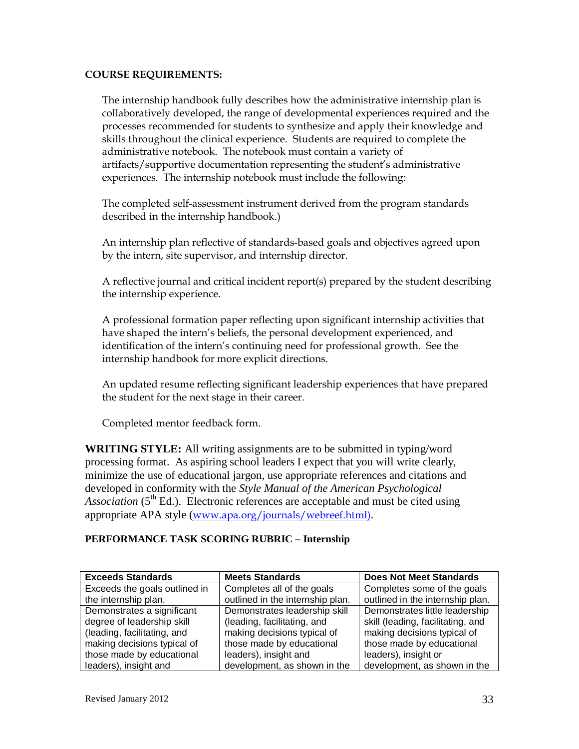**COURSE REQUIREMENTS:**

The internship handbook fully describes how the administrative internship plan is collaboratively developed, the range of developmental experiences required and the processes recommended for students to synthesize and apply their knowledge and skills throughout the clinical experience. Students are required to complete the administrative notebook. The notebook must contain a variety of artifacts/supportive documentation representing the student's administrative experiences. The internship notebook must include the following:

The completed self-assessment instrument derived from the program standards described in the internship handbook.)

An internship plan reflective of standards-based goals and objectives agreed upon by the intern, site supervisor, and internship director.

A reflective journal and critical incident report(s) prepared by the student describing the internship experience.

A professional formation paper reflecting upon significant internship activities that have shaped the intern's beliefs, the personal development experienced, and identification of the intern's continuing need for professional growth. See the internship handbook for more explicit directions.

An updated resume reflecting significant leadership experiences that have prepared the student for the next stage in their career.

Completed mentor feedback form.

**WRITING STYLE:** All writing assignments are to be submitted in typing/word processing format. As aspiring school leaders I expect that you will write clearly, minimize the use of educational jargon, use appropriate references and citations and developed in conformity with the *Style Manual of the American Psychological Association* (5th Ed.). Electronic references are acceptable and must be cited using appropriate APA style (www.apa.org/journals/webreef.html).

**PERFORMANCE TASK SCORING RUBRIC – Internship**

| Exceeds Standards | Meets Standards | Does Not Meet Standards |
|---|---|---|
| Exceeds the goals outlined in the internship plan. | Completes all of the goals outlined in the internship plan. | Completes some of the goals outlined in the internship plan. |
| Demonstrates a significant degree of leadership skill (leading, facilitating, and making decisions typical of those made by educational leaders), insight and | Demonstrates leadership skill (leading, facilitating, and making decisions typical of those made by educational leaders), insight and development, as shown in the | Demonstrates little leadership skill (leading, facilitating, and making decisions typical of those made by educational leaders), insight or development, as shown in the |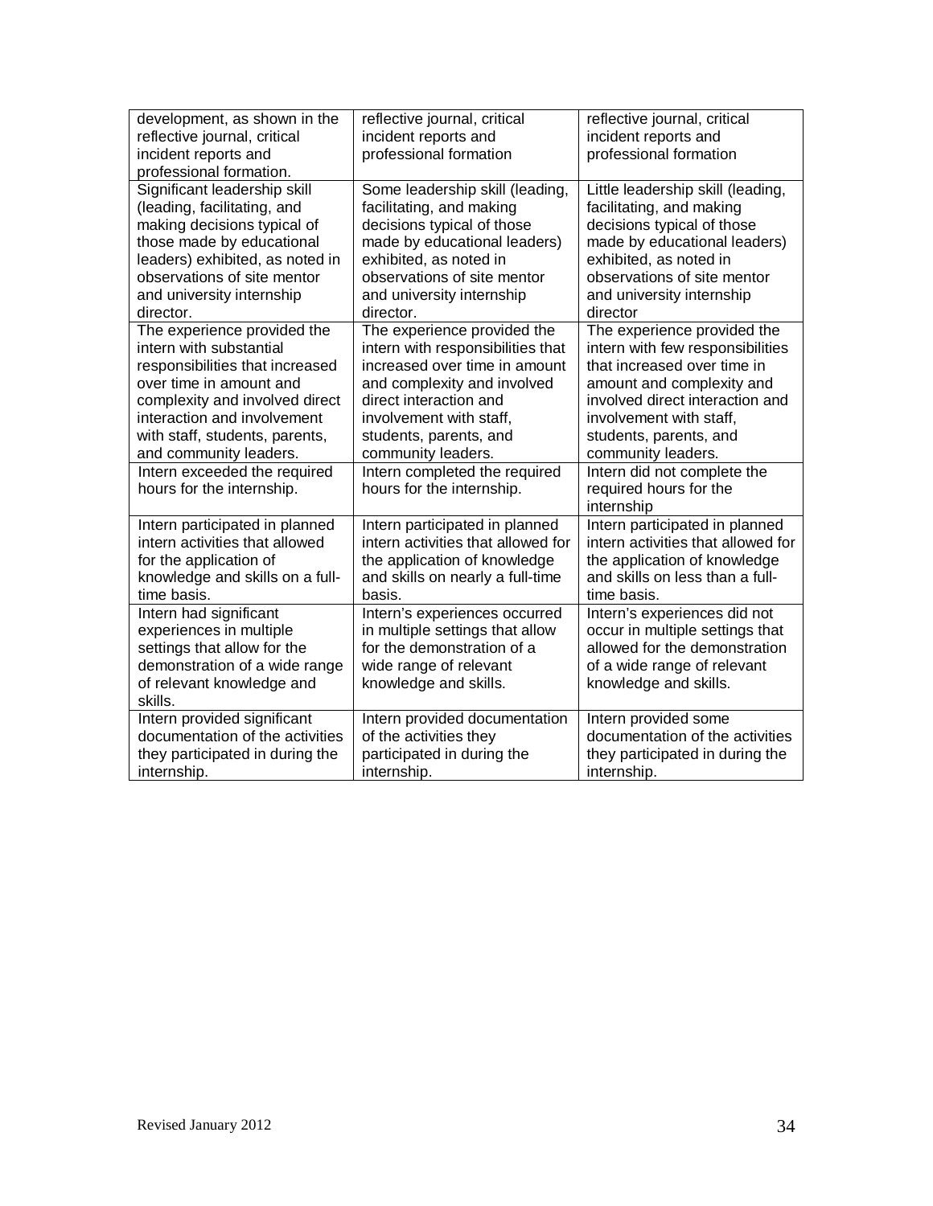| | | |
|---|---|---|
| development, as shown in the reflective journal, critical incident reports and professional formation. | reflective journal, critical incident reports and professional formation | reflective journal, critical incident reports and professional formation |
| Significant leadership skill (leading, facilitating, and making decisions typical of those made by educational leaders) exhibited, as noted in observations of site mentor and university internship director. | Some leadership skill (leading, facilitating, and making decisions typical of those made by educational leaders) exhibited, as noted in observations of site mentor and university internship director. | Little leadership skill (leading, facilitating, and making decisions typical of those made by educational leaders) exhibited, as noted in observations of site mentor and university internship director |
| The experience provided the intern with substantial responsibilities that increased over time in amount and complexity and involved direct interaction and involvement with staff, students, parents, and community leaders. | The experience provided the intern with responsibilities that increased over time in amount and complexity and involved direct interaction and involvement with staff, students, parents, and community leaders. | The experience provided the intern with few responsibilities that increased over time in amount and complexity and involved direct interaction and involvement with staff, students, parents, and community leaders. |
| Intern exceeded the required hours for the internship. | Intern completed the required hours for the internship. | Intern did not complete the required hours for the internship |
| Intern participated in planned intern activities that allowed for the application of knowledge and skills on a full-time basis. | Intern participated in planned intern activities that allowed for the application of knowledge and skills on nearly a full-time basis. | Intern participated in planned intern activities that allowed for the application of knowledge and skills on less than a full-time basis. |
| Intern had significant experiences in multiple settings that allow for the demonstration of a wide range of relevant knowledge and skills. | Intern's experiences occurred in multiple settings that allow for the demonstration of a wide range of relevant knowledge and skills. | Intern's experiences did not occur in multiple settings that allowed for the demonstration of a wide range of relevant knowledge and skills. |
| Intern provided significant documentation of the activities they participated in during the internship. | Intern provided documentation of the activities they participated in during the internship. | Intern provided some documentation of the activities they participated in during the internship. |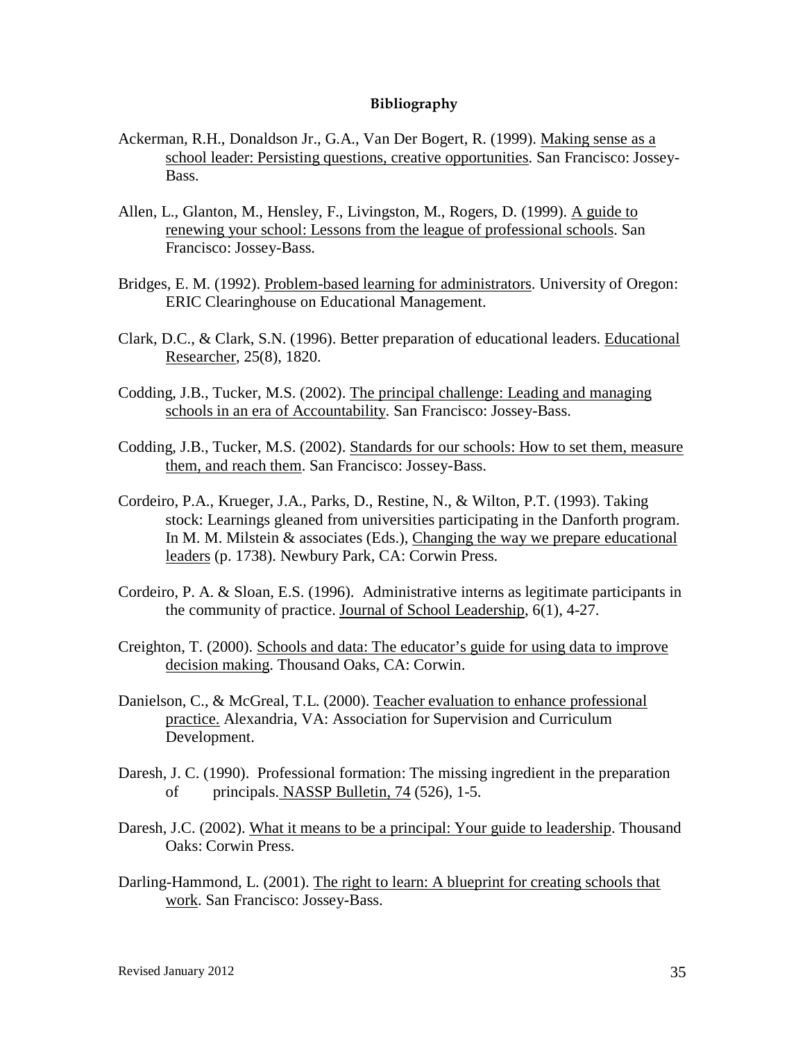## Bibliography

Ackerman, R.H., Donaldson Jr., G.A., Van Der Bogert, R. (1999). Making sense as a school leader: Persisting questions, creative opportunities. San Francisco: Jossey-Bass.

Allen, L., Glanton, M., Hensley, F., Livingston, M., Rogers, D. (1999). A guide to renewing your school: Lessons from the league of professional schools. San Francisco: Jossey-Bass.

Bridges, E. M. (1992). Problem-based learning for administrators. University of Oregon: ERIC Clearinghouse on Educational Management.

Clark, D.C., & Clark, S.N. (1996). Better preparation of educational leaders. Educational Researcher, 25(8), 1820.

Codding, J.B., Tucker, M.S. (2002). The principal challenge: Leading and managing schools in an era of Accountability. San Francisco: Jossey-Bass.

Codding, J.B., Tucker, M.S. (2002). Standards for our schools: How to set them, measure them, and reach them. San Francisco: Jossey-Bass.

Cordeiro, P.A., Krueger, J.A., Parks, D., Restine, N., & Wilton, P.T. (1993). Taking stock: Learnings gleaned from universities participating in the Danforth program. In M. M. Milstein & associates (Eds.), Changing the way we prepare educational leaders (p. 1738). Newbury Park, CA: Corwin Press.

Cordeiro, P. A. & Sloan, E.S. (1996). Administrative interns as legitimate participants in the community of practice. Journal of School Leadership, 6(1), 4-27.

Creighton, T. (2000). Schools and data: The educator's guide for using data to improve decision making. Thousand Oaks, CA: Corwin.

Danielson, C., & McGreal, T.L. (2000). Teacher evaluation to enhance professional practice. Alexandria, VA: Association for Supervision and Curriculum Development.

Daresh, J. C. (1990). Professional formation: The missing ingredient in the preparation of principals. NASSP Bulletin, 74 (526), 1-5.

Daresh, J.C. (2002). What it means to be a principal: Your guide to leadership. Thousand Oaks: Corwin Press.

Darling-Hammond, L. (2001). The right to learn: A blueprint for creating schools that work. San Francisco: Jossey-Bass.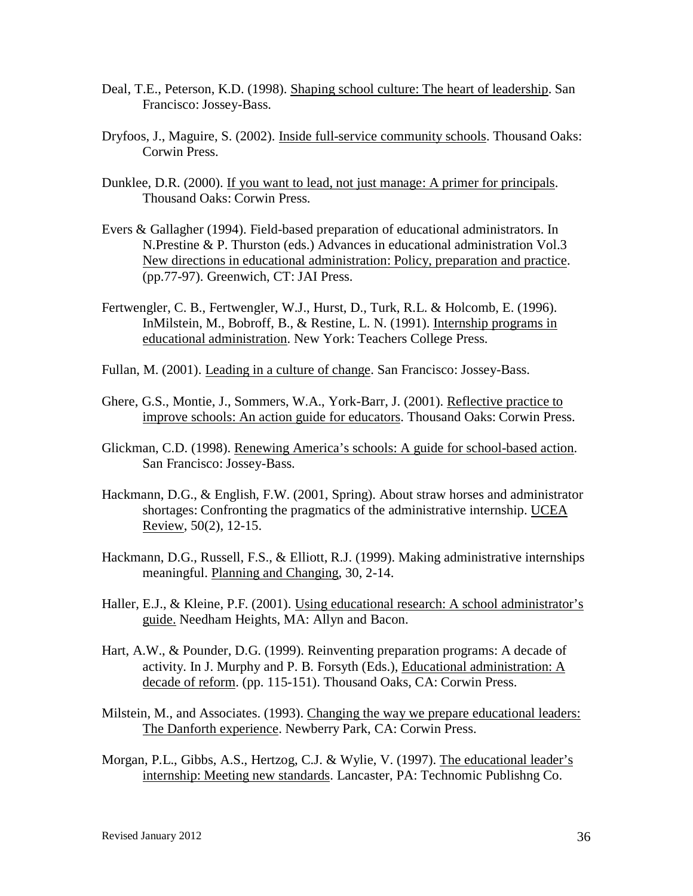Deal, T.E., Peterson, K.D. (1998). <u>Shaping school culture: The heart of leadership</u>. San Francisco: Jossey-Bass.

Dryfoos, J., Maguire, S. (2002). <u>Inside full-service community schools</u>. Thousand Oaks: Corwin Press.

Dunklee, D.R. (2000). <u>If you want to lead, not just manage: A primer for principals</u>. Thousand Oaks: Corwin Press.

Evers & Gallagher (1994). Field-based preparation of educational administrators. In N.Prestine & P. Thurston (eds.) Advances in educational administration Vol.3 <u>New directions in educational administration: Policy, preparation and practice</u>. (pp.77-97). Greenwich, CT: JAI Press.

Fertwengler, C. B., Fertwengler, W.J., Hurst, D., Turk, R.L. & Holcomb, E. (1996). InMilstein, M., Bobroff, B., & Restine, L. N. (1991). <u>Internship programs in educational administration</u>. New York: Teachers College Press.

Fullan, M. (2001). <u>Leading in a culture of change</u>. San Francisco: Jossey-Bass.

Ghere, G.S., Montie, J., Sommers, W.A., York-Barr, J. (2001). <u>Reflective practice to improve schools: An action guide for educators</u>. Thousand Oaks: Corwin Press.

Glickman, C.D. (1998). <u>Renewing America's schools: A guide for school-based action</u>. San Francisco: Jossey-Bass.

Hackmann, D.G., & English, F.W. (2001, Spring). About straw horses and administrator shortages: Confronting the pragmatics of the administrative internship. <u>UCEA Review</u>, 50(2), 12-15.

Hackmann, D.G., Russell, F.S., & Elliott, R.J. (1999). Making administrative internships meaningful. <u>Planning and Changing</u>, 30, 2-14.

Haller, E.J., & Kleine, P.F. (2001). <u>Using educational research: A school administrator's guide.</u> Needham Heights, MA: Allyn and Bacon.

Hart, A.W., & Pounder, D.G. (1999). Reinventing preparation programs: A decade of activity. In J. Murphy and P. B. Forsyth (Eds.), <u>Educational administration: A decade of reform</u>. (pp. 115-151). Thousand Oaks, CA: Corwin Press.

Milstein, M., and Associates. (1993). <u>Changing the way we prepare educational leaders: The Danforth experience</u>. Newberry Park, CA: Corwin Press.

Morgan, P.L., Gibbs, A.S., Hertzog, C.J. & Wylie, V. (1997). <u>The educational leader's internship: Meeting new standards</u>. Lancaster, PA: Technomic Publishng Co.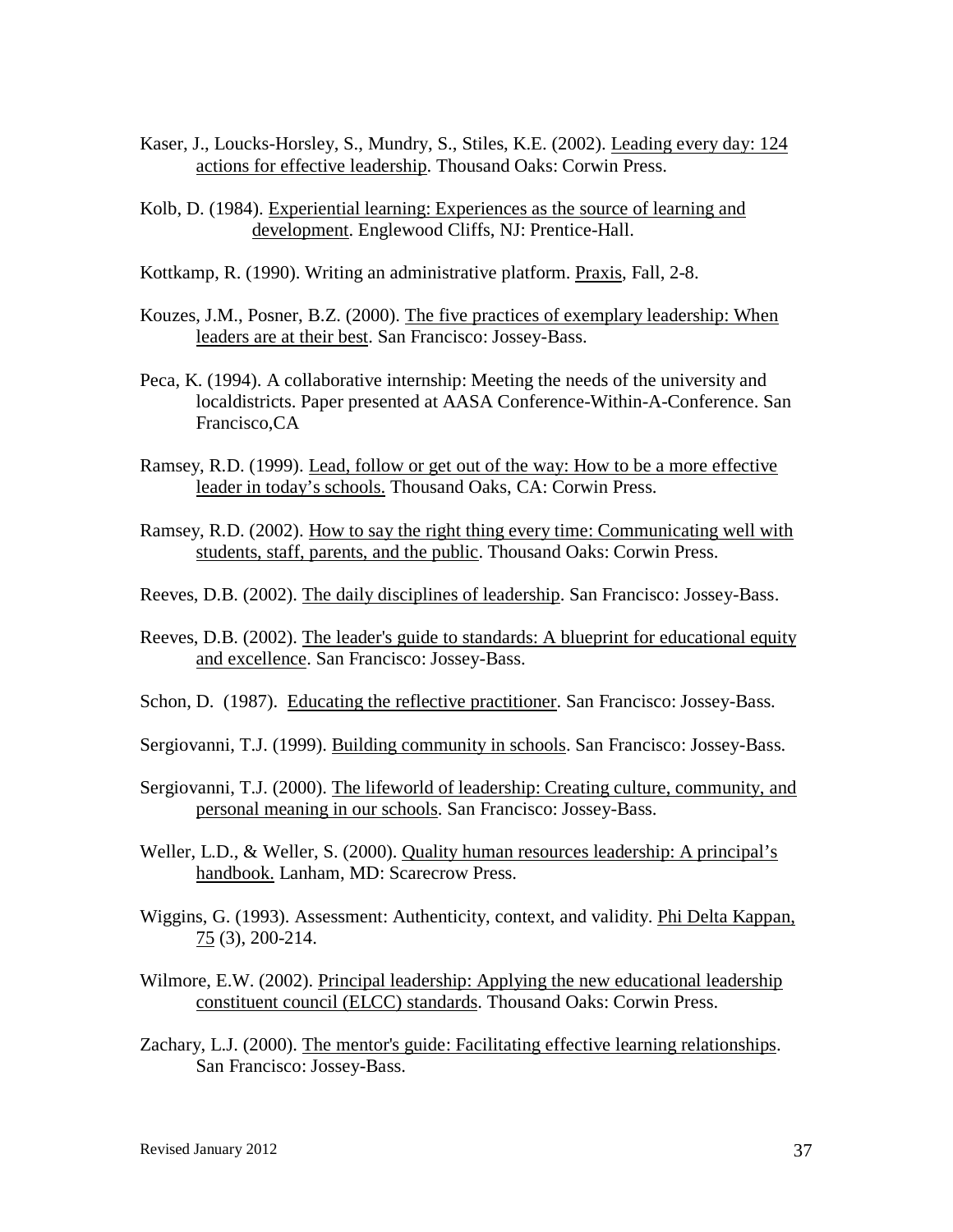Kaser, J., Loucks-Horsley, S., Mundry, S., Stiles, K.E. (2002). Leading every day: 124 actions for effective leadership. Thousand Oaks: Corwin Press.

Kolb, D. (1984). Experiential learning: Experiences as the source of learning and development. Englewood Cliffs, NJ: Prentice-Hall.

Kottkamp, R. (1990). Writing an administrative platform. Praxis, Fall, 2-8.

Kouzes, J.M., Posner, B.Z. (2000). The five practices of exemplary leadership: When leaders are at their best. San Francisco: Jossey-Bass.

Peca, K. (1994). A collaborative internship: Meeting the needs of the university and localdistricts. Paper presented at AASA Conference-Within-A-Conference. San Francisco,CA

Ramsey, R.D. (1999). Lead, follow or get out of the way: How to be a more effective leader in today's schools. Thousand Oaks, CA: Corwin Press.

Ramsey, R.D. (2002). How to say the right thing every time: Communicating well with students, staff, parents, and the public. Thousand Oaks: Corwin Press.

Reeves, D.B. (2002). The daily disciplines of leadership. San Francisco: Jossey-Bass.

Reeves, D.B. (2002). The leader's guide to standards: A blueprint for educational equity and excellence. San Francisco: Jossey-Bass.

Schon, D. (1987). Educating the reflective practitioner. San Francisco: Jossey-Bass.

Sergiovanni, T.J. (1999). Building community in schools. San Francisco: Jossey-Bass.

Sergiovanni, T.J. (2000). The lifeworld of leadership: Creating culture, community, and personal meaning in our schools. San Francisco: Jossey-Bass.

Weller, L.D., & Weller, S. (2000). Quality human resources leadership: A principal's handbook. Lanham, MD: Scarecrow Press.

Wiggins, G. (1993). Assessment: Authenticity, context, and validity. Phi Delta Kappan, 75 (3), 200-214.

Wilmore, E.W. (2002). Principal leadership: Applying the new educational leadership constituent council (ELCC) standards. Thousand Oaks: Corwin Press.

Zachary, L.J. (2000). The mentor's guide: Facilitating effective learning relationships. San Francisco: Jossey-Bass.

Revised January 2012